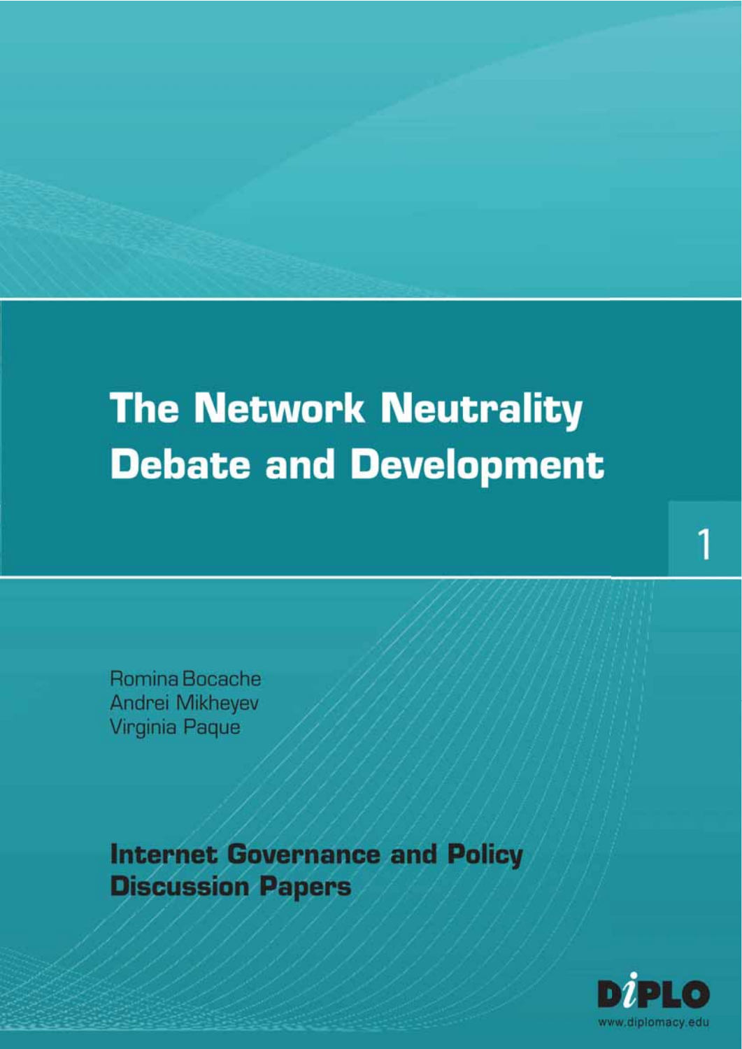# The Network Neutrality Debate and Development

1

Romina Bocache
Andrei Mikheyev
Virginia Paque

**Internet Governance and Policy Discussion Papers**

DiPLO
www.diplomacy.edu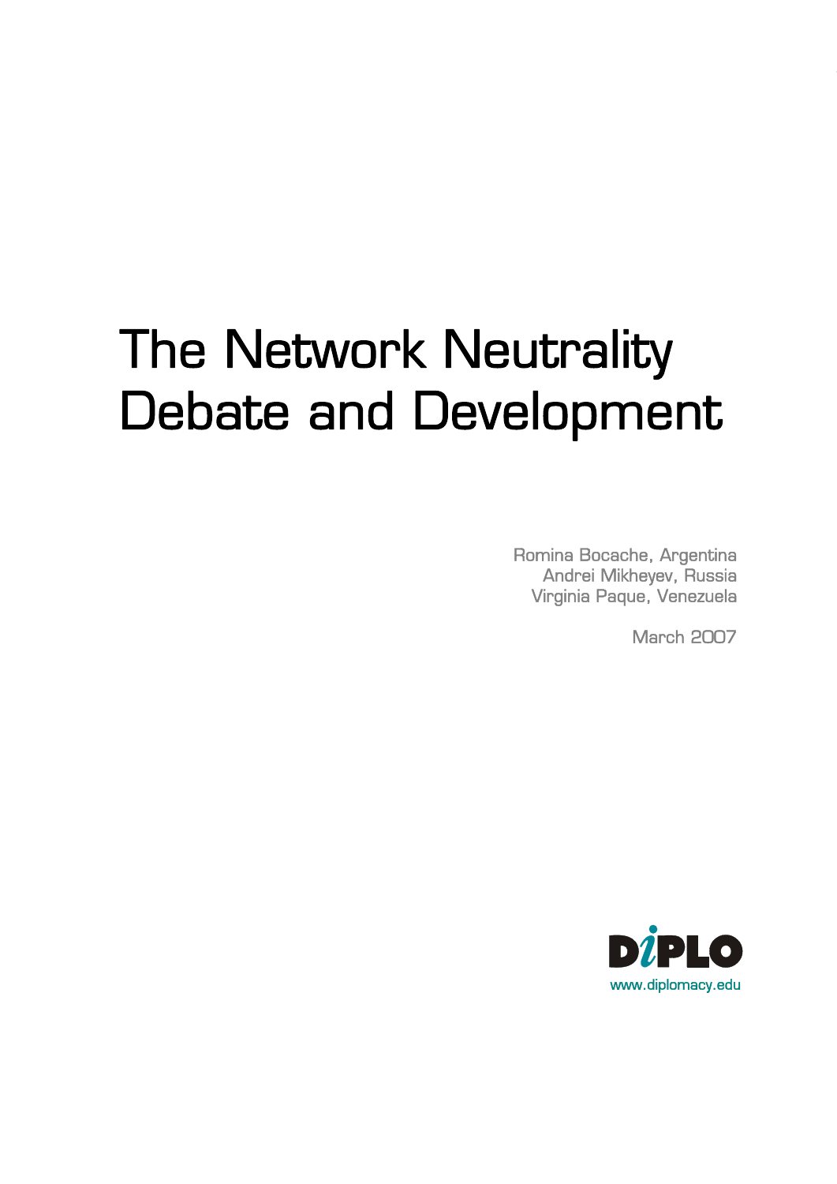# The Network Neutrality Debate and Development

Romina Bocache, Argentina
Andrei Mikheyev, Russia
Virginia Paque, Venezuela

March 2007

DiPLO
www.diplomacy.edu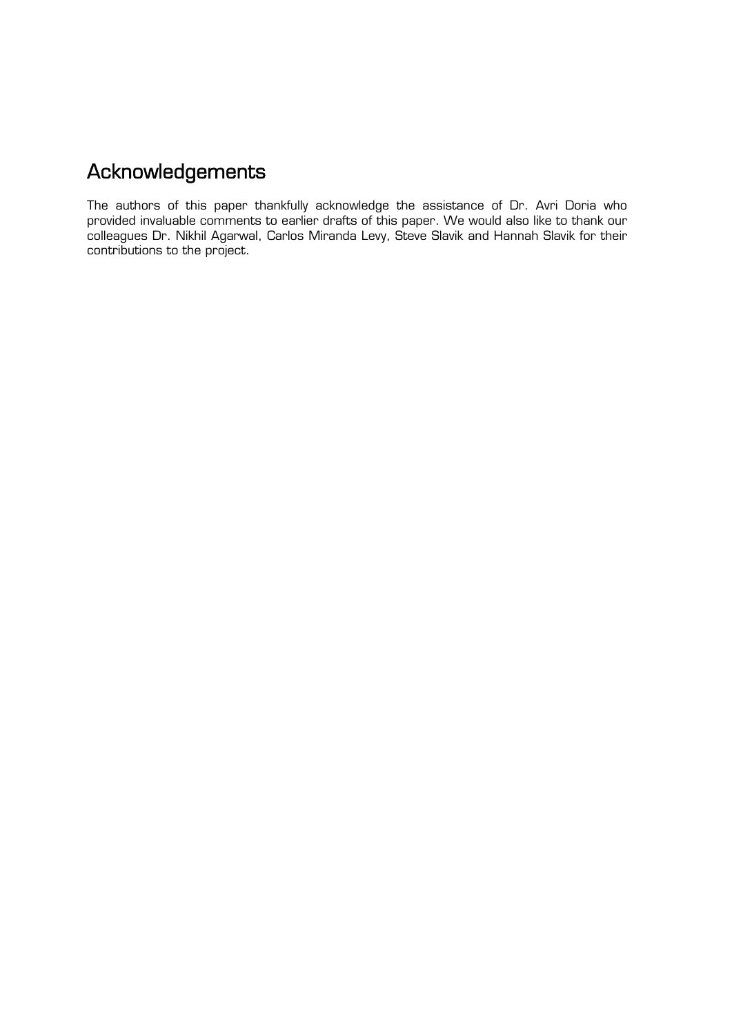## Acknowledgements

The authors of this paper thankfully acknowledge the assistance of Dr. Avri Doria who provided invaluable comments to earlier drafts of this paper. We would also like to thank our colleagues Dr. Nikhil Agarwal, Carlos Miranda Levy, Steve Slavik and Hannah Slavik for their contributions to the project.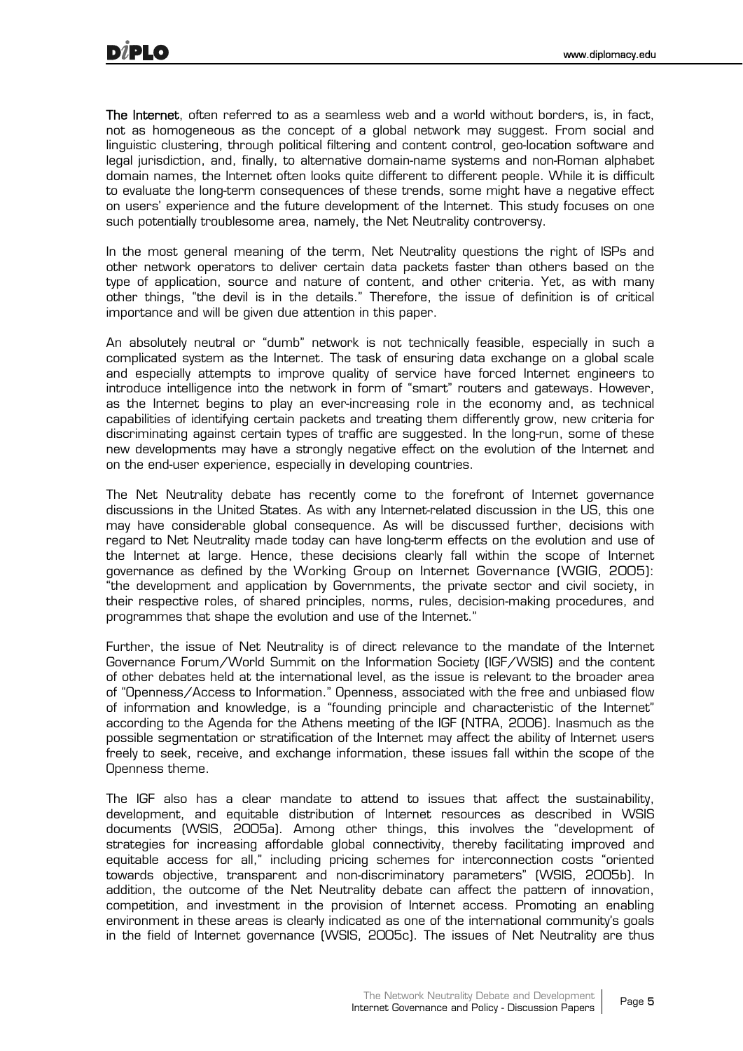**The Internet**, often referred to as a seamless web and a world without borders, is, in fact, not as homogeneous as the concept of a global network may suggest. From social and linguistic clustering, through political filtering and content control, geo-location software and legal jurisdiction, and, finally, to alternative domain-name systems and non-Roman alphabet domain names, the Internet often looks quite different to different people. While it is difficult to evaluate the long-term consequences of these trends, some might have a negative effect on users' experience and the future development of the Internet. This study focuses on one such potentially troublesome area, namely, the Net Neutrality controversy.

In the most general meaning of the term, Net Neutrality questions the right of ISPs and other network operators to deliver certain data packets faster than others based on the type of application, source and nature of content, and other criteria. Yet, as with many other things, "the devil is in the details." Therefore, the issue of definition is of critical importance and will be given due attention in this paper.

An absolutely neutral or "dumb" network is not technically feasible, especially in such a complicated system as the Internet. The task of ensuring data exchange on a global scale and especially attempts to improve quality of service have forced Internet engineers to introduce intelligence into the network in form of "smart" routers and gateways. However, as the Internet begins to play an ever-increasing role in the economy and, as technical capabilities of identifying certain packets and treating them differently grow, new criteria for discriminating against certain types of traffic are suggested. In the long-run, some of these new developments may have a strongly negative effect on the evolution of the Internet and on the end-user experience, especially in developing countries.

The Net Neutrality debate has recently come to the forefront of Internet governance discussions in the United States. As with any Internet-related discussion in the US, this one may have considerable global consequence. As will be discussed further, decisions with regard to Net Neutrality made today can have long-term effects on the evolution and use of the Internet at large. Hence, these decisions clearly fall within the scope of Internet governance as defined by the Working Group on Internet Governance (WGIG, 2005): "the development and application by Governments, the private sector and civil society, in their respective roles, of shared principles, norms, rules, decision-making procedures, and programmes that shape the evolution and use of the Internet."

Further, the issue of Net Neutrality is of direct relevance to the mandate of the Internet Governance Forum/World Summit on the Information Society (IGF/WSIS) and the content of other debates held at the international level, as the issue is relevant to the broader area of "Openness/Access to Information." Openness, associated with the free and unbiased flow of information and knowledge, is a "founding principle and characteristic of the Internet" according to the Agenda for the Athens meeting of the IGF (NTRA, 2006). Inasmuch as the possible segmentation or stratification of the Internet may affect the ability of Internet users freely to seek, receive, and exchange information, these issues fall within the scope of the Openness theme.

The IGF also has a clear mandate to attend to issues that affect the sustainability, development, and equitable distribution of Internet resources as described in WSIS documents (WSIS, 2005a). Among other things, this involves the "development of strategies for increasing affordable global connectivity, thereby facilitating improved and equitable access for all," including pricing schemes for interconnection costs "oriented towards objective, transparent and non-discriminatory parameters" (WSIS, 2005b). In addition, the outcome of the Net Neutrality debate can affect the pattern of innovation, competition, and investment in the provision of Internet access. Promoting an enabling environment in these areas is clearly indicated as one of the international community's goals in the field of Internet governance (WSIS, 2005c). The issues of Net Neutrality are thus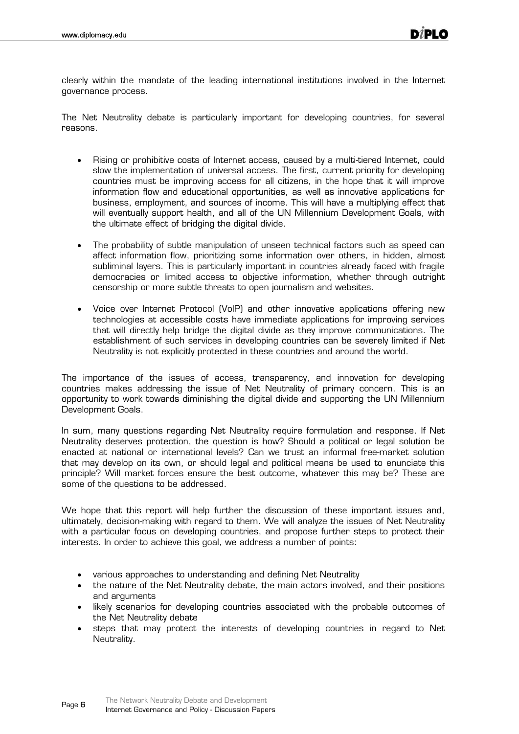clearly within the mandate of the leading international institutions involved in the Internet governance process.

The Net Neutrality debate is particularly important for developing countries, for several reasons.

- Rising or prohibitive costs of Internet access, caused by a multi-tiered Internet, could slow the implementation of universal access. The first, current priority for developing countries must be improving access for all citizens, in the hope that it will improve information flow and educational opportunities, as well as innovative applications for business, employment, and sources of income. This will have a multiplying effect that will eventually support health, and all of the UN Millennium Development Goals, with the ultimate effect of bridging the digital divide.

- The probability of subtle manipulation of unseen technical factors such as speed can affect information flow, prioritizing some information over others, in hidden, almost subliminal layers. This is particularly important in countries already faced with fragile democracies or limited access to objective information, whether through outright censorship or more subtle threats to open journalism and websites.

- Voice over Internet Protocol (VoIP) and other innovative applications offering new technologies at accessible costs have immediate applications for improving services that will directly help bridge the digital divide as they improve communications. The establishment of such services in developing countries can be severely limited if Net Neutrality is not explicitly protected in these countries and around the world.

The importance of the issues of access, transparency, and innovation for developing countries makes addressing the issue of Net Neutrality of primary concern. This is an opportunity to work towards diminishing the digital divide and supporting the UN Millennium Development Goals.

In sum, many questions regarding Net Neutrality require formulation and response. If Net Neutrality deserves protection, the question is how? Should a political or legal solution be enacted at national or international levels? Can we trust an informal free-market solution that may develop on its own, or should legal and political means be used to enunciate this principle? Will market forces ensure the best outcome, whatever this may be? These are some of the questions to be addressed.

We hope that this report will help further the discussion of these important issues and, ultimately, decision-making with regard to them. We will analyze the issues of Net Neutrality with a particular focus on developing countries, and propose further steps to protect their interests. In order to achieve this goal, we address a number of points:

- various approaches to understanding and defining Net Neutrality
- the nature of the Net Neutrality debate, the main actors involved, and their positions and arguments
- likely scenarios for developing countries associated with the probable outcomes of the Net Neutrality debate
- steps that may protect the interests of developing countries in regard to Net Neutrality.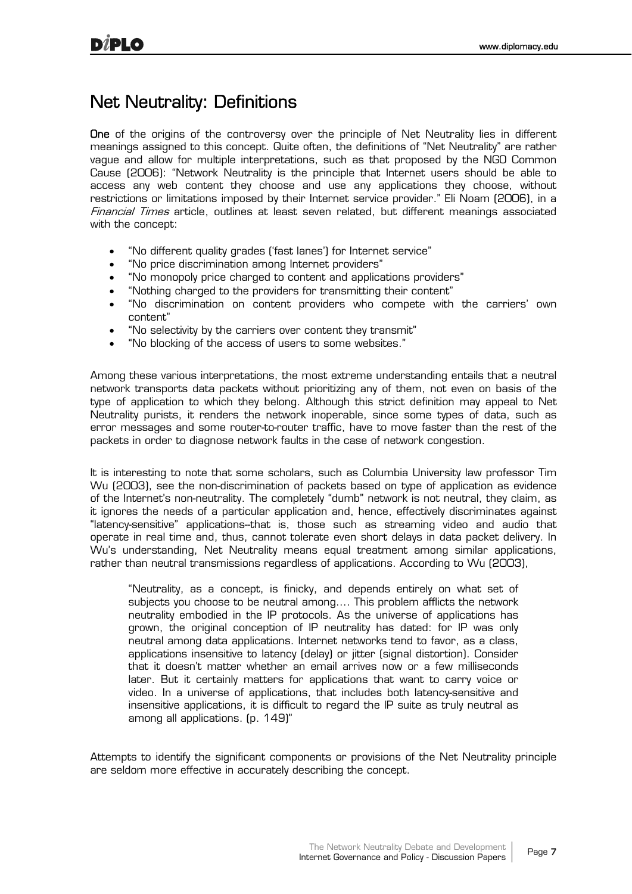# Net Neutrality: Definitions

**One** of the origins of the controversy over the principle of Net Neutrality lies in different meanings assigned to this concept. Quite often, the definitions of "Net Neutrality" are rather vague and allow for multiple interpretations, such as that proposed by the NGO Common Cause (2006): "Network Neutrality is the principle that Internet users should be able to access any web content they choose and use any applications they choose, without restrictions or limitations imposed by their Internet service provider." Eli Noam (2006), in a *Financial Times* article, outlines at least seven related, but different meanings associated with the concept:

- "No different quality grades ('fast lanes') for Internet service"
- "No price discrimination among Internet providers"
- "No monopoly price charged to content and applications providers"
- "Nothing charged to the providers for transmitting their content"
- "No discrimination on content providers who compete with the carriers' own content"
- "No selectivity by the carriers over content they transmit"
- "No blocking of the access of users to some websites."

Among these various interpretations, the most extreme understanding entails that a neutral network transports data packets without prioritizing any of them, not even on basis of the type of application to which they belong. Although this strict definition may appeal to Net Neutrality purists, it renders the network inoperable, since some types of data, such as error messages and some router-to-router traffic, have to move faster than the rest of the packets in order to diagnose network faults in the case of network congestion.

It is interesting to note that some scholars, such as Columbia University law professor Tim Wu (2003), see the non-discrimination of packets based on type of application as evidence of the Internet's non-neutrality. The completely "dumb" network is not neutral, they claim, as it ignores the needs of a particular application and, hence, effectively discriminates against "latency-sensitive" applications–that is, those such as streaming video and audio that operate in real time and, thus, cannot tolerate even short delays in data packet delivery. In Wu's understanding, Net Neutrality means equal treatment among similar applications, rather than neutral transmissions regardless of applications. According to Wu (2003),

> "Neutrality, as a concept, is finicky, and depends entirely on what set of subjects you choose to be neutral among…. This problem afflicts the network neutrality embodied in the IP protocols. As the universe of applications has grown, the original conception of IP neutrality has dated: for IP was only neutral among data applications. Internet networks tend to favor, as a class, applications insensitive to latency (delay) or jitter (signal distortion). Consider that it doesn't matter whether an email arrives now or a few milliseconds later. But it certainly matters for applications that want to carry voice or video. In a universe of applications, that includes both latency-sensitive and insensitive applications, it is difficult to regard the IP suite as truly neutral as among all applications. (p. 149)"

Attempts to identify the significant components or provisions of the Net Neutrality principle are seldom more effective in accurately describing the concept.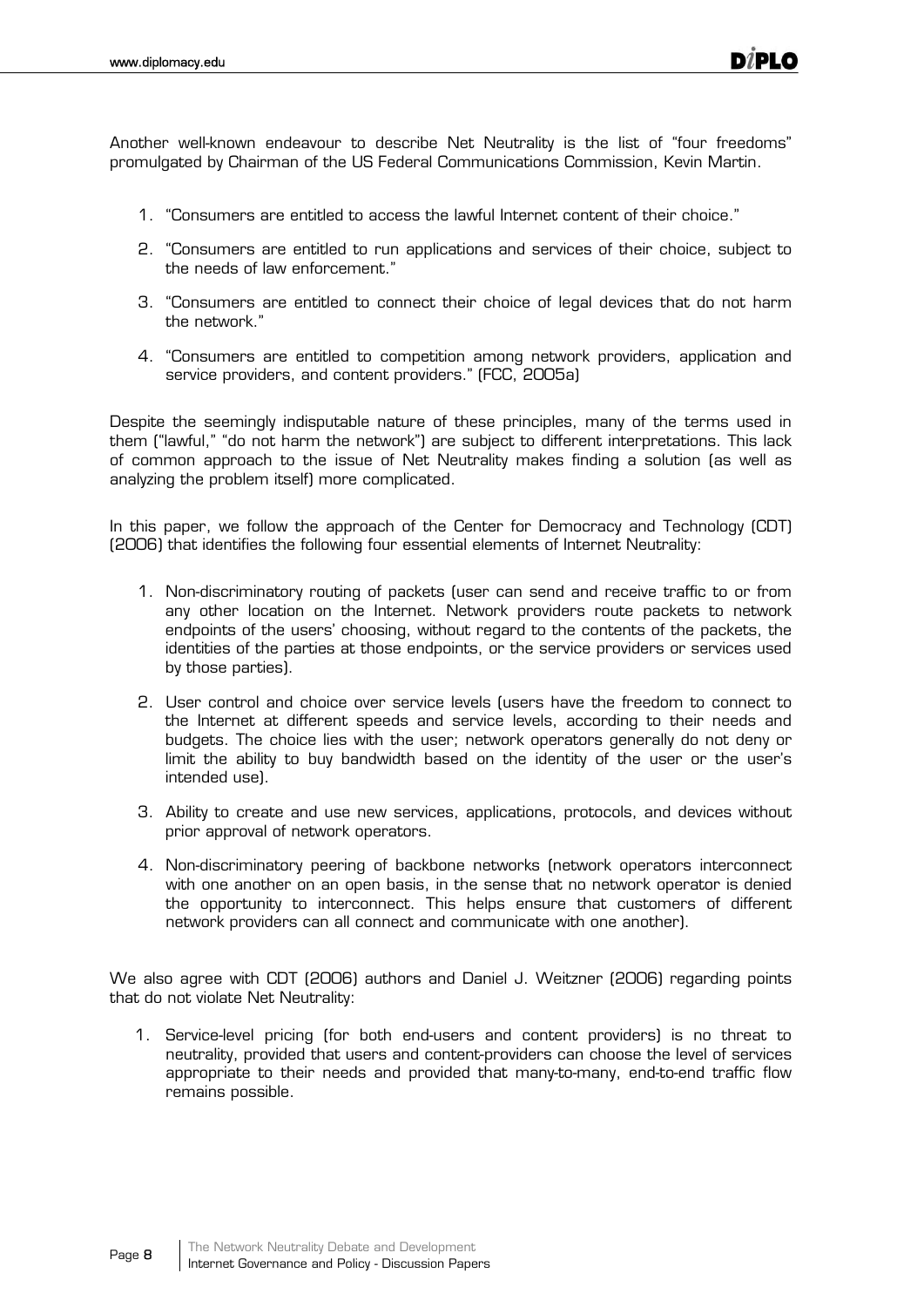Another well-known endeavour to describe Net Neutrality is the list of "four freedoms" promulgated by Chairman of the US Federal Communications Commission, Kevin Martin.

1. "Consumers are entitled to access the lawful Internet content of their choice."
2. "Consumers are entitled to run applications and services of their choice, subject to the needs of law enforcement."
3. "Consumers are entitled to connect their choice of legal devices that do not harm the network."
4. "Consumers are entitled to competition among network providers, application and service providers, and content providers." (FCC, 2005a)

Despite the seemingly indisputable nature of these principles, many of the terms used in them ("lawful," "do not harm the network") are subject to different interpretations. This lack of common approach to the issue of Net Neutrality makes finding a solution (as well as analyzing the problem itself) more complicated.

In this paper, we follow the approach of the Center for Democracy and Technology (CDT) (2006) that identifies the following four essential elements of Internet Neutrality:

1. Non-discriminatory routing of packets (user can send and receive traffic to or from any other location on the Internet. Network providers route packets to network endpoints of the users' choosing, without regard to the contents of the packets, the identities of the parties at those endpoints, or the service providers or services used by those parties).
2. User control and choice over service levels (users have the freedom to connect to the Internet at different speeds and service levels, according to their needs and budgets. The choice lies with the user; network operators generally do not deny or limit the ability to buy bandwidth based on the identity of the user or the user's intended use).
3. Ability to create and use new services, applications, protocols, and devices without prior approval of network operators.
4. Non-discriminatory peering of backbone networks (network operators interconnect with one another on an open basis, in the sense that no network operator is denied the opportunity to interconnect. This helps ensure that customers of different network providers can all connect and communicate with one another).

We also agree with CDT (2006) authors and Daniel J. Weitzner (2006) regarding points that do not violate Net Neutrality:

1. Service-level pricing (for both end-users and content providers) is no threat to neutrality, provided that users and content-providers can choose the level of services appropriate to their needs and provided that many-to-many, end-to-end traffic flow remains possible.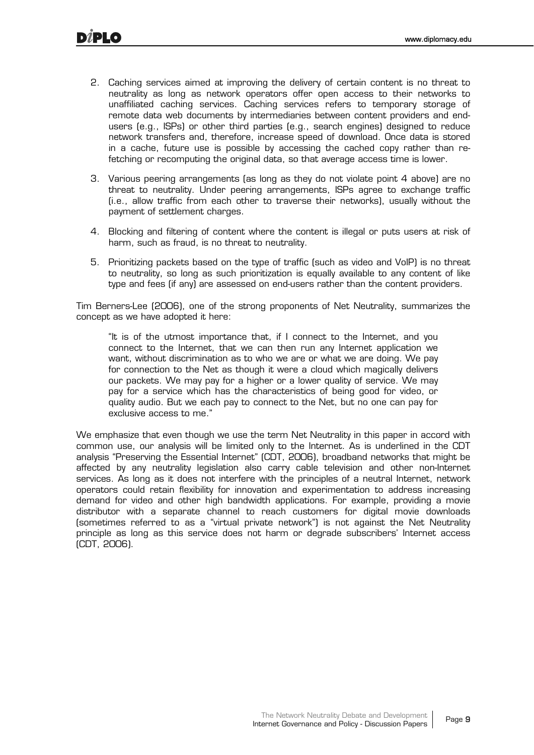2. Caching services aimed at improving the delivery of certain content is no threat to neutrality as long as network operators offer open access to their networks to unaffiliated caching services. Caching services refers to temporary storage of remote data web documents by intermediaries between content providers and end-users (e.g., ISPs) or other third parties (e.g., search engines) designed to reduce network transfers and, therefore, increase speed of download. Once data is stored in a cache, future use is possible by accessing the cached copy rather than re-fetching or recomputing the original data, so that average access time is lower.

3. Various peering arrangements (as long as they do not violate point 4 above) are no threat to neutrality. Under peering arrangements, ISPs agree to exchange traffic (i.e., allow traffic from each other to traverse their networks), usually without the payment of settlement charges.

4. Blocking and filtering of content where the content is illegal or puts users at risk of harm, such as fraud, is no threat to neutrality.

5. Prioritizing packets based on the type of traffic (such as video and VoIP) is no threat to neutrality, so long as such prioritization is equally available to any content of like type and fees (if any) are assessed on end-users rather than the content providers.

Tim Berners-Lee (2006), one of the strong proponents of Net Neutrality, summarizes the concept as we have adopted it here:

> "It is of the utmost importance that, if I connect to the Internet, and you connect to the Internet, that we can then run any Internet application we want, without discrimination as to who we are or what we are doing. We pay for connection to the Net as though it were a cloud which magically delivers our packets. We may pay for a higher or a lower quality of service. We may pay for a service which has the characteristics of being good for video, or quality audio. But we each pay to connect to the Net, but no one can pay for exclusive access to me."

We emphasize that even though we use the term Net Neutrality in this paper in accord with common use, our analysis will be limited only to the Internet. As is underlined in the CDT analysis "Preserving the Essential Internet" (CDT, 2006), broadband networks that might be affected by any neutrality legislation also carry cable television and other non-Internet services. As long as it does not interfere with the principles of a neutral Internet, network operators could retain flexibility for innovation and experimentation to address increasing demand for video and other high bandwidth applications. For example, providing a movie distributor with a separate channel to reach customers for digital movie downloads (sometimes referred to as a "virtual private network") is not against the Net Neutrality principle as long as this service does not harm or degrade subscribers' Internet access (CDT, 2006).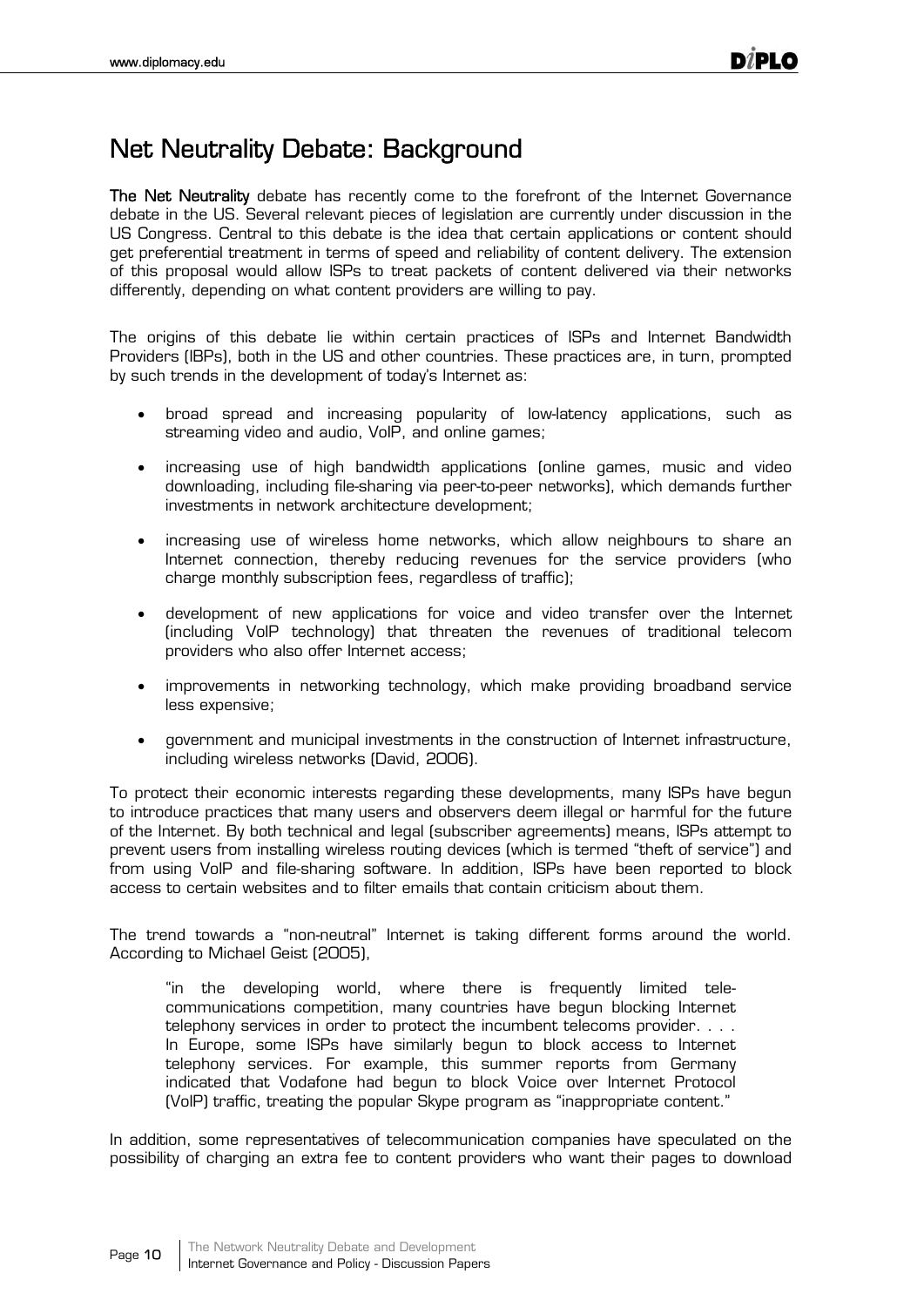# Net Neutrality Debate: Background

**The Net Neutrality** debate has recently come to the forefront of the Internet Governance debate in the US. Several relevant pieces of legislation are currently under discussion in the US Congress. Central to this debate is the idea that certain applications or content should get preferential treatment in terms of speed and reliability of content delivery. The extension of this proposal would allow ISPs to treat packets of content delivered via their networks differently, depending on what content providers are willing to pay.

The origins of this debate lie within certain practices of ISPs and Internet Bandwidth Providers (IBPs), both in the US and other countries. These practices are, in turn, prompted by such trends in the development of today's Internet as:

- broad spread and increasing popularity of low-latency applications, such as streaming video and audio, VoIP, and online games;
- increasing use of high bandwidth applications (online games, music and video downloading, including file-sharing via peer-to-peer networks), which demands further investments in network architecture development;
- increasing use of wireless home networks, which allow neighbours to share an Internet connection, thereby reducing revenues for the service providers (who charge monthly subscription fees, regardless of traffic);
- development of new applications for voice and video transfer over the Internet (including VoIP technology) that threaten the revenues of traditional telecom providers who also offer Internet access;
- improvements in networking technology, which make providing broadband service less expensive;
- government and municipal investments in the construction of Internet infrastructure, including wireless networks (David, 2006).

To protect their economic interests regarding these developments, many ISPs have begun to introduce practices that many users and observers deem illegal or harmful for the future of the Internet. By both technical and legal (subscriber agreements) means, ISPs attempt to prevent users from installing wireless routing devices (which is termed "theft of service") and from using VoIP and file-sharing software. In addition, ISPs have been reported to block access to certain websites and to filter emails that contain criticism about them.

The trend towards a "non-neutral" Internet is taking different forms around the world. According to Michael Geist (2005),

> "in the developing world, where there is frequently limited telecommunications competition, many countries have begun blocking Internet telephony services in order to protect the incumbent telecoms provider. . . . In Europe, some ISPs have similarly begun to block access to Internet telephony services. For example, this summer reports from Germany indicated that Vodafone had begun to block Voice over Internet Protocol (VoIP) traffic, treating the popular Skype program as "inappropriate content."

In addition, some representatives of telecommunication companies have speculated on the possibility of charging an extra fee to content providers who want their pages to download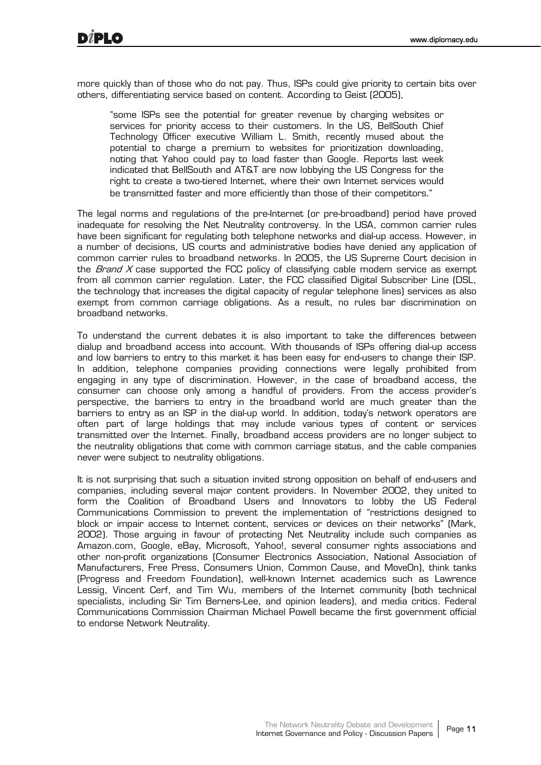more quickly than of those who do not pay. Thus, ISPs could give priority to certain bits over others, differentiating service based on content. According to Geist (2005),

> "some ISPs see the potential for greater revenue by charging websites or services for priority access to their customers. In the US, BellSouth Chief Technology Officer executive William L. Smith, recently mused about the potential to charge a premium to websites for prioritization downloading, noting that Yahoo could pay to load faster than Google. Reports last week indicated that BellSouth and AT&T are now lobbying the US Congress for the right to create a two-tiered Internet, where their own Internet services would be transmitted faster and more efficiently than those of their competitors."

The legal norms and regulations of the pre-Internet (or pre-broadband) period have proved inadequate for resolving the Net Neutrality controversy. In the USA, common carrier rules have been significant for regulating both telephone networks and dial-up access. However, in a number of decisions, US courts and administrative bodies have denied any application of common carrier rules to broadband networks. In 2005, the US Supreme Court decision in the *Brand X* case supported the FCC policy of classifying cable modem service as exempt from all common carrier regulation. Later, the FCC classified Digital Subscriber Line (DSL, the technology that increases the digital capacity of regular telephone lines) services as also exempt from common carriage obligations. As a result, no rules bar discrimination on broadband networks.

To understand the current debates it is also important to take the differences between dialup and broadband access into account. With thousands of ISPs offering dial-up access and low barriers to entry to this market it has been easy for end-users to change their ISP. In addition, telephone companies providing connections were legally prohibited from engaging in any type of discrimination. However, in the case of broadband access, the consumer can choose only among a handful of providers. From the access provider's perspective, the barriers to entry in the broadband world are much greater than the barriers to entry as an ISP in the dial-up world. In addition, today's network operators are often part of large holdings that may include various types of content or services transmitted over the Internet. Finally, broadband access providers are no longer subject to the neutrality obligations that come with common carriage status, and the cable companies never were subject to neutrality obligations.

It is not surprising that such a situation invited strong opposition on behalf of end-users and companies, including several major content providers. In November 2002, they united to form the Coalition of Broadband Users and Innovators to lobby the US Federal Communications Commission to prevent the implementation of "restrictions designed to block or impair access to Internet content, services or devices on their networks" (Mark, 2002). Those arguing in favour of protecting Net Neutrality include such companies as Amazon.com, Google, eBay, Microsoft, Yahoo!, several consumer rights associations and other non-profit organizations (Consumer Electronics Association, National Association of Manufacturers, Free Press, Consumers Union, Common Cause, and MoveOn), think tanks (Progress and Freedom Foundation), well-known Internet academics such as Lawrence Lessig, Vincent Cerf, and Tim Wu, members of the Internet community (both technical specialists, including Sir Tim Berners-Lee, and opinion leaders), and media critics. Federal Communications Commission Chairman Michael Powell became the first government official to endorse Network Neutrality.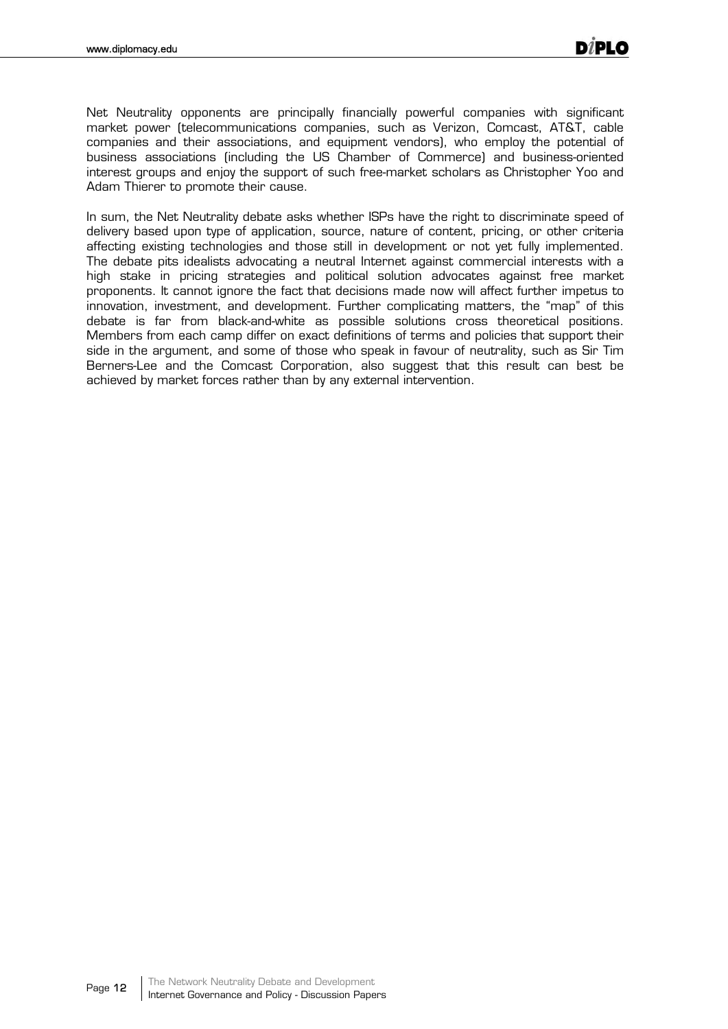Net Neutrality opponents are principally financially powerful companies with significant market power (telecommunications companies, such as Verizon, Comcast, AT&T, cable companies and their associations, and equipment vendors), who employ the potential of business associations (including the US Chamber of Commerce) and business-oriented interest groups and enjoy the support of such free-market scholars as Christopher Yoo and Adam Thierer to promote their cause.

In sum, the Net Neutrality debate asks whether ISPs have the right to discriminate speed of delivery based upon type of application, source, nature of content, pricing, or other criteria affecting existing technologies and those still in development or not yet fully implemented. The debate pits idealists advocating a neutral Internet against commercial interests with a high stake in pricing strategies and political solution advocates against free market proponents. It cannot ignore the fact that decisions made now will affect further impetus to innovation, investment, and development. Further complicating matters, the "map" of this debate is far from black-and-white as possible solutions cross theoretical positions. Members from each camp differ on exact definitions of terms and policies that support their side in the argument, and some of those who speak in favour of neutrality, such as Sir Tim Berners-Lee and the Comcast Corporation, also suggest that this result can best be achieved by market forces rather than by any external intervention.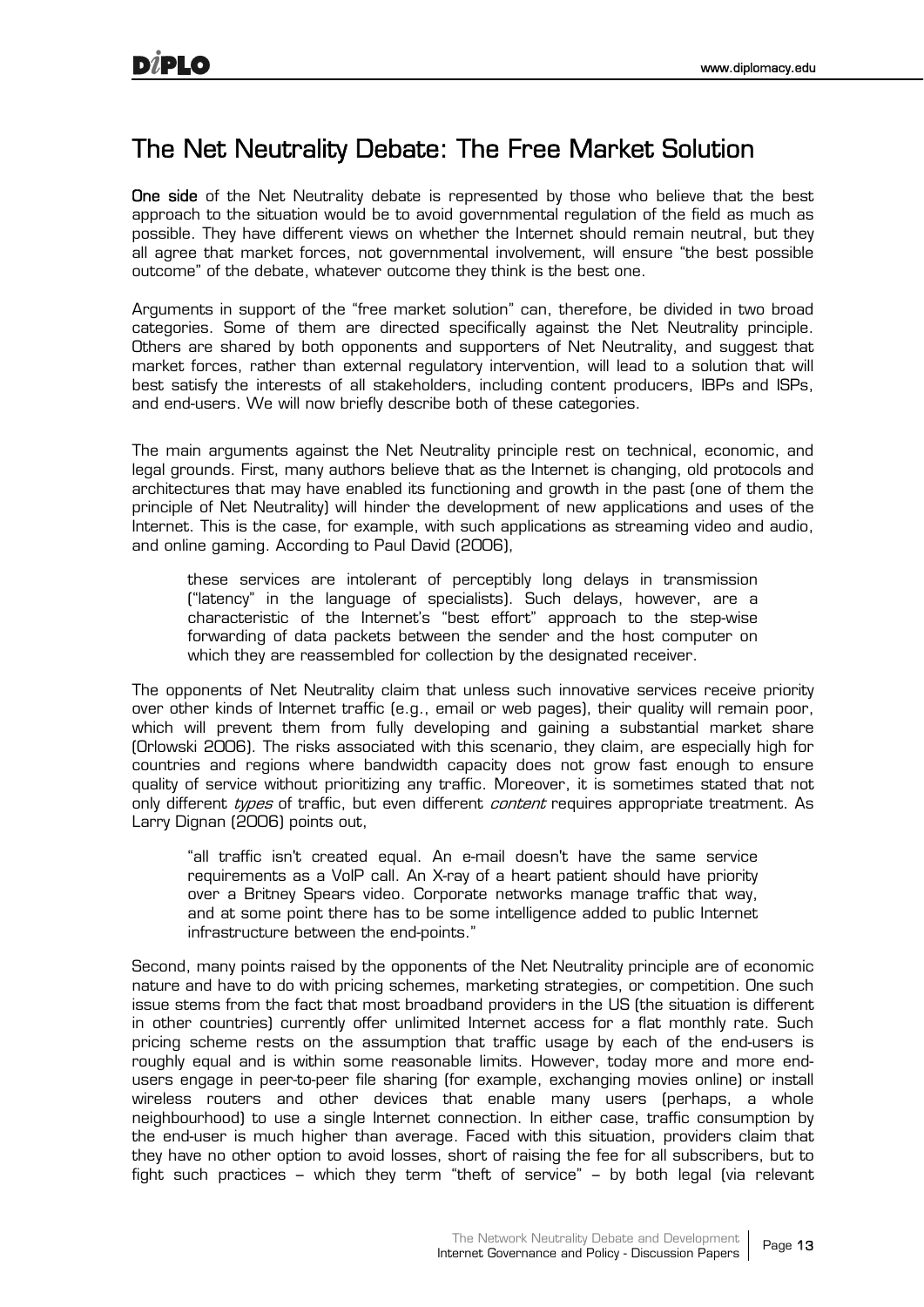## The Net Neutrality Debate: The Free Market Solution

**One side** of the Net Neutrality debate is represented by those who believe that the best approach to the situation would be to avoid governmental regulation of the field as much as possible. They have different views on whether the Internet should remain neutral, but they all agree that market forces, not governmental involvement, will ensure "the best possible outcome" of the debate, whatever outcome they think is the best one.

Arguments in support of the "free market solution" can, therefore, be divided in two broad categories. Some of them are directed specifically against the Net Neutrality principle. Others are shared by both opponents and supporters of Net Neutrality, and suggest that market forces, rather than external regulatory intervention, will lead to a solution that will best satisfy the interests of all stakeholders, including content producers, IBPs and ISPs, and end-users. We will now briefly describe both of these categories.

The main arguments against the Net Neutrality principle rest on technical, economic, and legal grounds. First, many authors believe that as the Internet is changing, old protocols and architectures that may have enabled its functioning and growth in the past (one of them the principle of Net Neutrality) will hinder the development of new applications and uses of the Internet. This is the case, for example, with such applications as streaming video and audio, and online gaming. According to Paul David (2006),

> these services are intolerant of perceptibly long delays in transmission ("latency" in the language of specialists). Such delays, however, are a characteristic of the Internet's "best effort" approach to the step-wise forwarding of data packets between the sender and the host computer on which they are reassembled for collection by the designated receiver.

The opponents of Net Neutrality claim that unless such innovative services receive priority over other kinds of Internet traffic (e.g., email or web pages), their quality will remain poor, which will prevent them from fully developing and gaining a substantial market share (Orlowski 2006). The risks associated with this scenario, they claim, are especially high for countries and regions where bandwidth capacity does not grow fast enough to ensure quality of service without prioritizing any traffic. Moreover, it is sometimes stated that not only different *types* of traffic, but even different *content* requires appropriate treatment. As Larry Dignan (2006) points out,

> "all traffic isn't created equal. An e-mail doesn't have the same service requirements as a VoIP call. An X-ray of a heart patient should have priority over a Britney Spears video. Corporate networks manage traffic that way, and at some point there has to be some intelligence added to public Internet infrastructure between the end-points."

Second, many points raised by the opponents of the Net Neutrality principle are of economic nature and have to do with pricing schemes, marketing strategies, or competition. One such issue stems from the fact that most broadband providers in the US (the situation is different in other countries) currently offer unlimited Internet access for a flat monthly rate. Such pricing scheme rests on the assumption that traffic usage by each of the end-users is roughly equal and is within some reasonable limits. However, today more and more end-users engage in peer-to-peer file sharing (for example, exchanging movies online) or install wireless routers and other devices that enable many users (perhaps, a whole neighbourhood) to use a single Internet connection. In either case, traffic consumption by the end-user is much higher than average. Faced with this situation, providers claim that they have no other option to avoid losses, short of raising the fee for all subscribers, but to fight such practices – which they term "theft of service" – by both legal (via relevant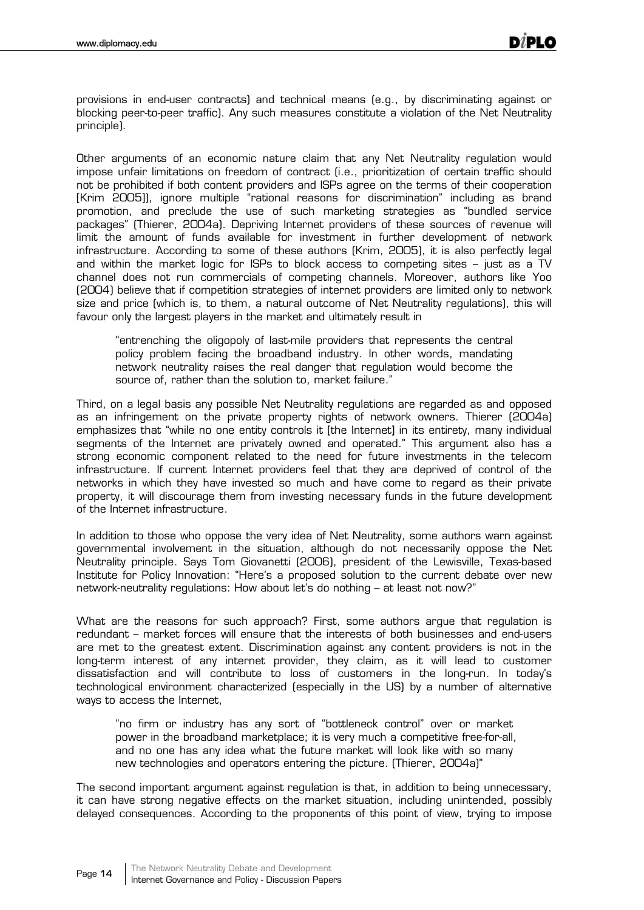provisions in end-user contracts) and technical means (e.g., by discriminating against or blocking peer-to-peer traffic). Any such measures constitute a violation of the Net Neutrality principle).

Other arguments of an economic nature claim that any Net Neutrality regulation would impose unfair limitations on freedom of contract (i.e., prioritization of certain traffic should not be prohibited if both content providers and ISPs agree on the terms of their cooperation [Krim 2005]), ignore multiple "rational reasons for discrimination" including as brand promotion, and preclude the use of such marketing strategies as "bundled service packages" (Thierer, 2004a). Depriving Internet providers of these sources of revenue will limit the amount of funds available for investment in further development of network infrastructure. According to some of these authors (Krim, 2005), it is also perfectly legal and within the market logic for ISPs to block access to competing sites – just as a TV channel does not run commercials of competing channels. Moreover, authors like Yoo (2004) believe that if competition strategies of internet providers are limited only to network size and price (which is, to them, a natural outcome of Net Neutrality regulations), this will favour only the largest players in the market and ultimately result in

> "entrenching the oligopoly of last-mile providers that represents the central policy problem facing the broadband industry. In other words, mandating network neutrality raises the real danger that regulation would become the source of, rather than the solution to, market failure."

Third, on a legal basis any possible Net Neutrality regulations are regarded as and opposed as an infringement on the private property rights of network owners. Thierer (2004a) emphasizes that "while no one entity controls it [the Internet] in its entirety, many individual segments of the Internet are privately owned and operated." This argument also has a strong economic component related to the need for future investments in the telecom infrastructure. If current Internet providers feel that they are deprived of control of the networks in which they have invested so much and have come to regard as their private property, it will discourage them from investing necessary funds in the future development of the Internet infrastructure.

In addition to those who oppose the very idea of Net Neutrality, some authors warn against governmental involvement in the situation, although do not necessarily oppose the Net Neutrality principle. Says Tom Giovanetti (2006), president of the Lewisville, Texas-based Institute for Policy Innovation: "Here's a proposed solution to the current debate over new network-neutrality regulations: How about let's do nothing – at least not now?"

What are the reasons for such approach? First, some authors argue that regulation is redundant – market forces will ensure that the interests of both businesses and end-users are met to the greatest extent. Discrimination against any content providers is not in the long-term interest of any internet provider, they claim, as it will lead to customer dissatisfaction and will contribute to loss of customers in the long-run. In today's technological environment characterized (especially in the US) by a number of alternative ways to access the Internet,

> "no firm or industry has any sort of "bottleneck control" over or market power in the broadband marketplace; it is very much a competitive free-for-all, and no one has any idea what the future market will look like with so many new technologies and operators entering the picture. (Thierer, 2004a)"

The second important argument against regulation is that, in addition to being unnecessary, it can have strong negative effects on the market situation, including unintended, possibly delayed consequences. According to the proponents of this point of view, trying to impose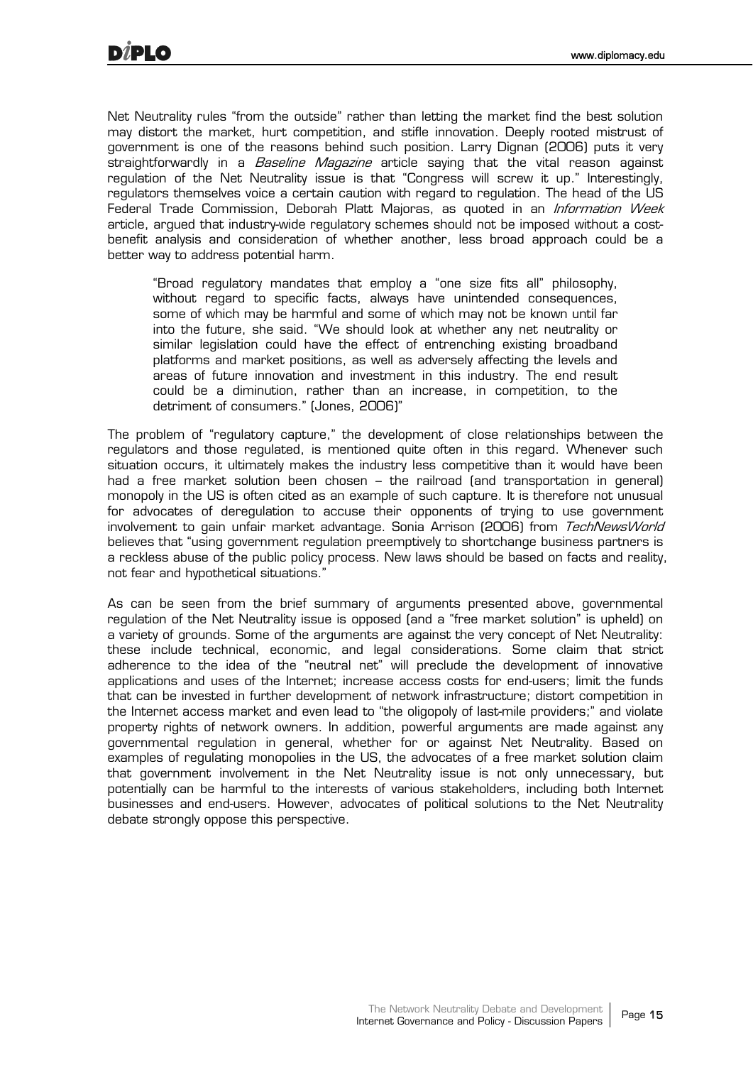Net Neutrality rules "from the outside" rather than letting the market find the best solution may distort the market, hurt competition, and stifle innovation. Deeply rooted mistrust of government is one of the reasons behind such position. Larry Dignan (2006) puts it very straightforwardly in a *Baseline Magazine* article saying that the vital reason against regulation of the Net Neutrality issue is that "Congress will screw it up." Interestingly, regulators themselves voice a certain caution with regard to regulation. The head of the US Federal Trade Commission, Deborah Platt Majoras, as quoted in an *Information Week* article, argued that industry-wide regulatory schemes should not be imposed without a cost-benefit analysis and consideration of whether another, less broad approach could be a better way to address potential harm.

> "Broad regulatory mandates that employ a "one size fits all" philosophy, without regard to specific facts, always have unintended consequences, some of which may be harmful and some of which may not be known until far into the future, she said. "We should look at whether any net neutrality or similar legislation could have the effect of entrenching existing broadband platforms and market positions, as well as adversely affecting the levels and areas of future innovation and investment in this industry. The end result could be a diminution, rather than an increase, in competition, to the detriment of consumers." (Jones, 2006)"

The problem of "regulatory capture," the development of close relationships between the regulators and those regulated, is mentioned quite often in this regard. Whenever such situation occurs, it ultimately makes the industry less competitive than it would have been had a free market solution been chosen – the railroad (and transportation in general) monopoly in the US is often cited as an example of such capture. It is therefore not unusual for advocates of deregulation to accuse their opponents of trying to use government involvement to gain unfair market advantage. Sonia Arrison (2006) from *TechNewsWorld* believes that "using government regulation preemptively to shortchange business partners is a reckless abuse of the public policy process. New laws should be based on facts and reality, not fear and hypothetical situations."

As can be seen from the brief summary of arguments presented above, governmental regulation of the Net Neutrality issue is opposed (and a "free market solution" is upheld) on a variety of grounds. Some of the arguments are against the very concept of Net Neutrality: these include technical, economic, and legal considerations. Some claim that strict adherence to the idea of the "neutral net" will preclude the development of innovative applications and uses of the Internet; increase access costs for end-users; limit the funds that can be invested in further development of network infrastructure; distort competition in the Internet access market and even lead to "the oligopoly of last-mile providers;" and violate property rights of network owners. In addition, powerful arguments are made against any governmental regulation in general, whether for or against Net Neutrality. Based on examples of regulating monopolies in the US, the advocates of a free market solution claim that government involvement in the Net Neutrality issue is not only unnecessary, but potentially can be harmful to the interests of various stakeholders, including both Internet businesses and end-users. However, advocates of political solutions to the Net Neutrality debate strongly oppose this perspective.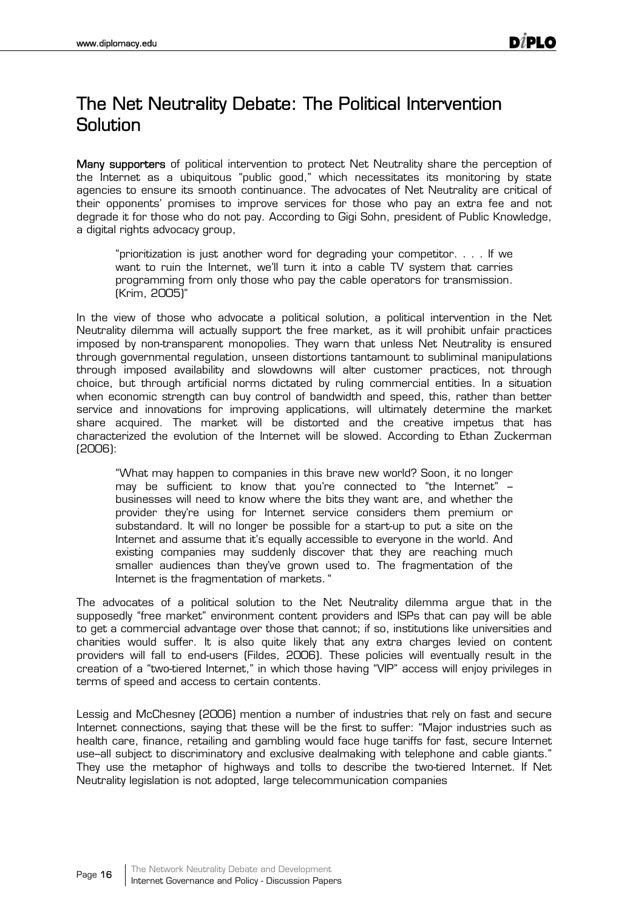# The Net Neutrality Debate: The Political Intervention Solution

**Many supporters** of political intervention to protect Net Neutrality share the perception of the Internet as a ubiquitous "public good," which necessitates its monitoring by state agencies to ensure its smooth continuance. The advocates of Net Neutrality are critical of their opponents' promises to improve services for those who pay an extra fee and not degrade it for those who do not pay. According to Gigi Sohn, president of Public Knowledge, a digital rights advocacy group,

> "prioritization is just another word for degrading your competitor. . . . If we want to ruin the Internet, we'll turn it into a cable TV system that carries programming from only those who pay the cable operators for transmission. (Krim, 2005)"

In the view of those who advocate a political solution, a political intervention in the Net Neutrality dilemma will actually support the free market, as it will prohibit unfair practices imposed by non-transparent monopolies. They warn that unless Net Neutrality is ensured through governmental regulation, unseen distortions tantamount to subliminal manipulations through imposed availability and slowdowns will alter customer practices, not through choice, but through artificial norms dictated by ruling commercial entities. In a situation when economic strength can buy control of bandwidth and speed, this, rather than better service and innovations for improving applications, will ultimately determine the market share acquired. The market will be distorted and the creative impetus that has characterized the evolution of the Internet will be slowed. According to Ethan Zuckerman (2006):

> "What may happen to companies in this brave new world? Soon, it no longer may be sufficient to know that you're connected to "the Internet" – businesses will need to know where the bits they want are, and whether the provider they're using for Internet service considers them premium or substandard. It will no longer be possible for a start-up to put a site on the Internet and assume that it's equally accessible to everyone in the world. And existing companies may suddenly discover that they are reaching much smaller audiences than they've grown used to. The fragmentation of the Internet is the fragmentation of markets. "

The advocates of a political solution to the Net Neutrality dilemma argue that in the supposedly "free market" environment content providers and ISPs that can pay will be able to get a commercial advantage over those that cannot; if so, institutions like universities and charities would suffer. It is also quite likely that any extra charges levied on content providers will fall to end-users (Fildes, 2006). These policies will eventually result in the creation of a "two-tiered Internet," in which those having "VIP" access will enjoy privileges in terms of speed and access to certain contents.

Lessig and McChesney (2006) mention a number of industries that rely on fast and secure Internet connections, saying that these will be the first to suffer: "Major industries such as health care, finance, retailing and gambling would face huge tariffs for fast, secure Internet use–all subject to discriminatory and exclusive dealmaking with telephone and cable giants." They use the metaphor of highways and tolls to describe the two-tiered Internet. If Net Neutrality legislation is not adopted, large telecommunication companies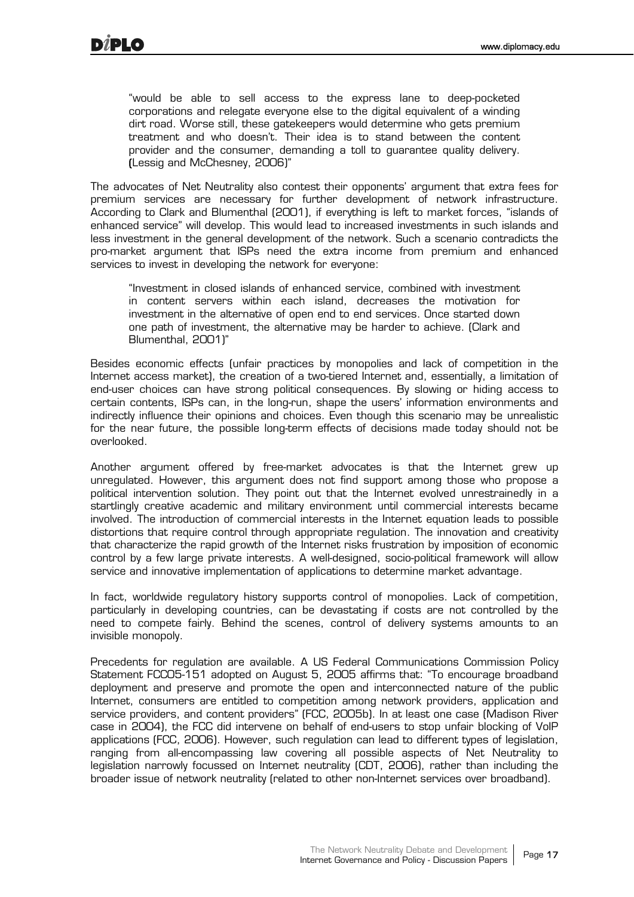> "would be able to sell access to the express lane to deep-pocketed corporations and relegate everyone else to the digital equivalent of a winding dirt road. Worse still, these gatekeepers would determine who gets premium treatment and who doesn't. Their idea is to stand between the content provider and the consumer, demanding a toll to guarantee quality delivery. (Lessig and McChesney, 2006)"

The advocates of Net Neutrality also contest their opponents' argument that extra fees for premium services are necessary for further development of network infrastructure. According to Clark and Blumenthal (2001), if everything is left to market forces, "islands of enhanced service" will develop. This would lead to increased investments in such islands and less investment in the general development of the network. Such a scenario contradicts the pro-market argument that ISPs need the extra income from premium and enhanced services to invest in developing the network for everyone:

> "Investment in closed islands of enhanced service, combined with investment in content servers within each island, decreases the motivation for investment in the alternative of open end to end services. Once started down one path of investment, the alternative may be harder to achieve. (Clark and Blumenthal, 2001)"

Besides economic effects (unfair practices by monopolies and lack of competition in the Internet access market), the creation of a two-tiered Internet and, essentially, a limitation of end-user choices can have strong political consequences. By slowing or hiding access to certain contents, ISPs can, in the long-run, shape the users' information environments and indirectly influence their opinions and choices. Even though this scenario may be unrealistic for the near future, the possible long-term effects of decisions made today should not be overlooked.

Another argument offered by free-market advocates is that the Internet grew up unregulated. However, this argument does not find support among those who propose a political intervention solution. They point out that the Internet evolved unrestrainedly in a startlingly creative academic and military environment until commercial interests became involved. The introduction of commercial interests in the Internet equation leads to possible distortions that require control through appropriate regulation. The innovation and creativity that characterize the rapid growth of the Internet risks frustration by imposition of economic control by a few large private interests. A well-designed, socio-political framework will allow service and innovative implementation of applications to determine market advantage.

In fact, worldwide regulatory history supports control of monopolies. Lack of competition, particularly in developing countries, can be devastating if costs are not controlled by the need to compete fairly. Behind the scenes, control of delivery systems amounts to an invisible monopoly.

Precedents for regulation are available. A US Federal Communications Commission Policy Statement FCC05-151 adopted on August 5, 2005 affirms that: "To encourage broadband deployment and preserve and promote the open and interconnected nature of the public Internet, consumers are entitled to competition among network providers, application and service providers, and content providers" (FCC, 2005b). In at least one case (Madison River case in 2004), the FCC did intervene on behalf of end-users to stop unfair blocking of VoIP applications (FCC, 2006). However, such regulation can lead to different types of legislation, ranging from all-encompassing law covering all possible aspects of Net Neutrality to legislation narrowly focussed on Internet neutrality (CDT, 2006), rather than including the broader issue of network neutrality (related to other non-Internet services over broadband).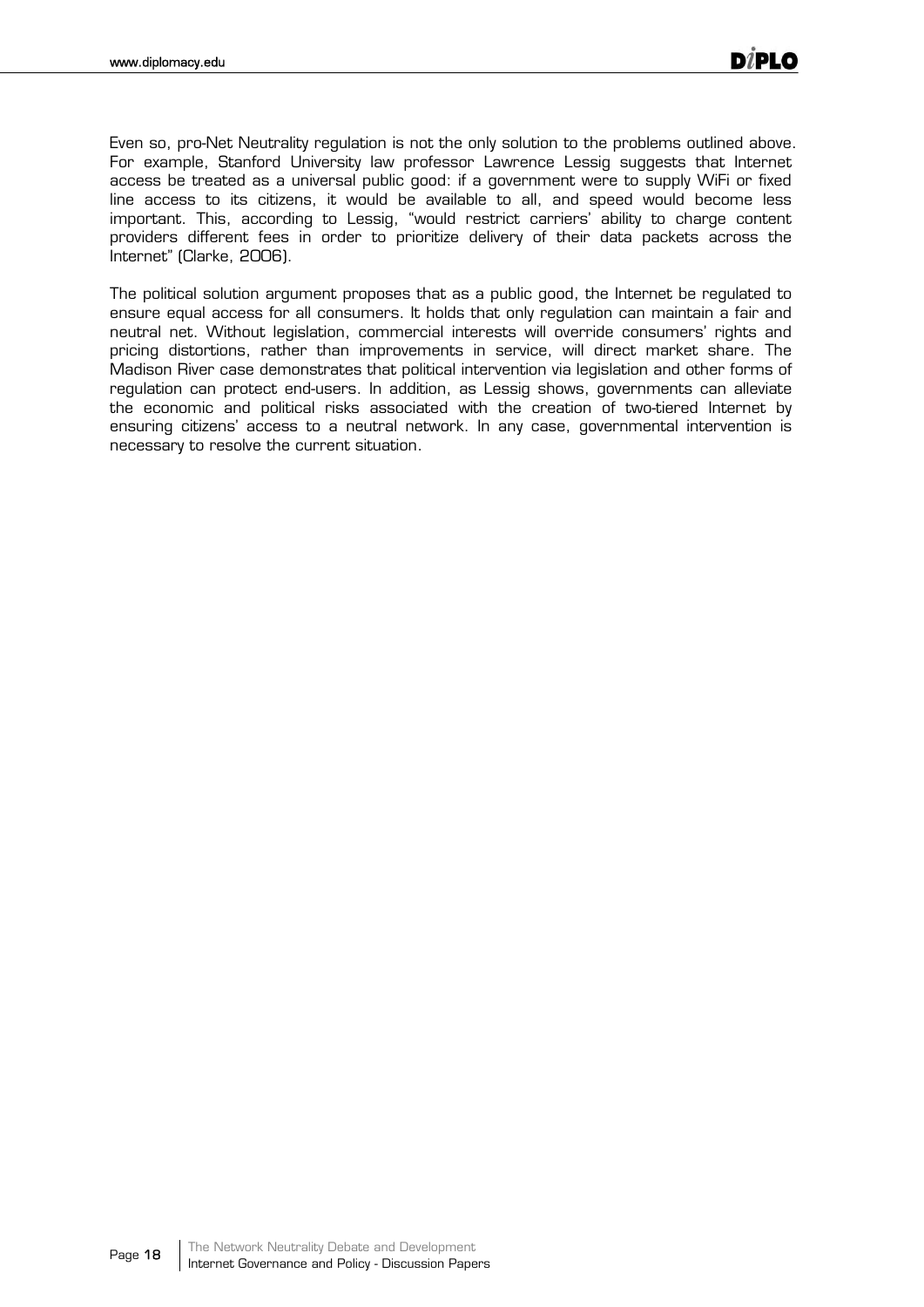Even so, pro-Net Neutrality regulation is not the only solution to the problems outlined above. For example, Stanford University law professor Lawrence Lessig suggests that Internet access be treated as a universal public good: if a government were to supply WiFi or fixed line access to its citizens, it would be available to all, and speed would become less important. This, according to Lessig, "would restrict carriers' ability to charge content providers different fees in order to prioritize delivery of their data packets across the Internet" (Clarke, 2006).

The political solution argument proposes that as a public good, the Internet be regulated to ensure equal access for all consumers. It holds that only regulation can maintain a fair and neutral net. Without legislation, commercial interests will override consumers' rights and pricing distortions, rather than improvements in service, will direct market share. The Madison River case demonstrates that political intervention via legislation and other forms of regulation can protect end-users. In addition, as Lessig shows, governments can alleviate the economic and political risks associated with the creation of two-tiered Internet by ensuring citizens' access to a neutral network. In any case, governmental intervention is necessary to resolve the current situation.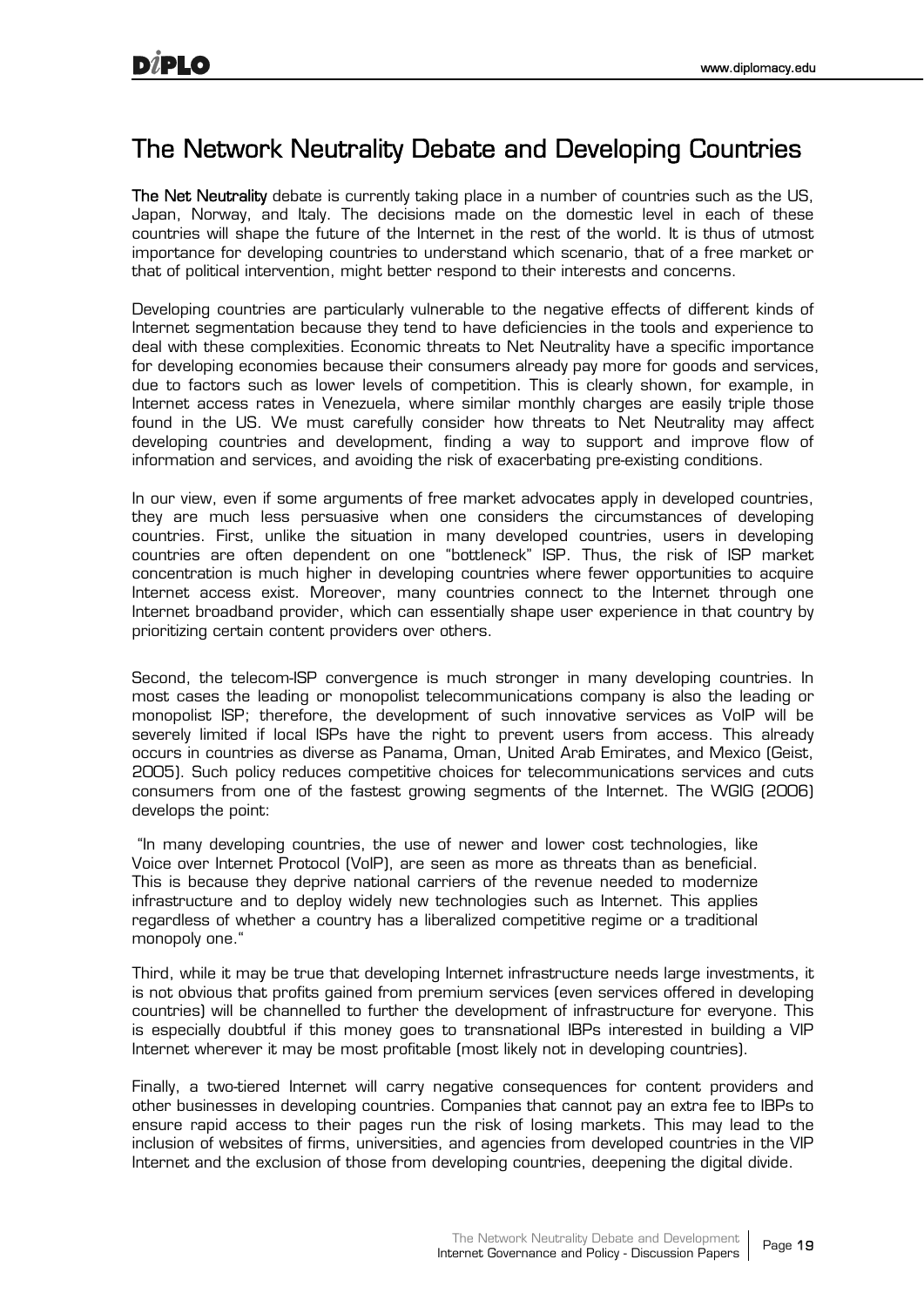## The Network Neutrality Debate and Developing Countries

**The Net Neutrality** debate is currently taking place in a number of countries such as the US, Japan, Norway, and Italy. The decisions made on the domestic level in each of these countries will shape the future of the Internet in the rest of the world. It is thus of utmost importance for developing countries to understand which scenario, that of a free market or that of political intervention, might better respond to their interests and concerns.

Developing countries are particularly vulnerable to the negative effects of different kinds of Internet segmentation because they tend to have deficiencies in the tools and experience to deal with these complexities. Economic threats to Net Neutrality have a specific importance for developing economies because their consumers already pay more for goods and services, due to factors such as lower levels of competition. This is clearly shown, for example, in Internet access rates in Venezuela, where similar monthly charges are easily triple those found in the US. We must carefully consider how threats to Net Neutrality may affect developing countries and development, finding a way to support and improve flow of information and services, and avoiding the risk of exacerbating pre-existing conditions.

In our view, even if some arguments of free market advocates apply in developed countries, they are much less persuasive when one considers the circumstances of developing countries. First, unlike the situation in many developed countries, users in developing countries are often dependent on one "bottleneck" ISP. Thus, the risk of ISP market concentration is much higher in developing countries where fewer opportunities to acquire Internet access exist. Moreover, many countries connect to the Internet through one Internet broadband provider, which can essentially shape user experience in that country by prioritizing certain content providers over others.

Second, the telecom-ISP convergence is much stronger in many developing countries. In most cases the leading or monopolist telecommunications company is also the leading or monopolist ISP; therefore, the development of such innovative services as VoIP will be severely limited if local ISPs have the right to prevent users from access. This already occurs in countries as diverse as Panama, Oman, United Arab Emirates, and Mexico (Geist, 2005). Such policy reduces competitive choices for telecommunications services and cuts consumers from one of the fastest growing segments of the Internet. The WGIG (2006) develops the point:

> "In many developing countries, the use of newer and lower cost technologies, like Voice over Internet Protocol (VoIP), are seen as more as threats than as beneficial. This is because they deprive national carriers of the revenue needed to modernize infrastructure and to deploy widely new technologies such as Internet. This applies regardless of whether a country has a liberalized competitive regime or a traditional monopoly one."

Third, while it may be true that developing Internet infrastructure needs large investments, it is not obvious that profits gained from premium services (even services offered in developing countries) will be channelled to further the development of infrastructure for everyone. This is especially doubtful if this money goes to transnational IBPs interested in building a VIP Internet wherever it may be most profitable (most likely not in developing countries).

Finally, a two-tiered Internet will carry negative consequences for content providers and other businesses in developing countries. Companies that cannot pay an extra fee to IBPs to ensure rapid access to their pages run the risk of losing markets. This may lead to the inclusion of websites of firms, universities, and agencies from developed countries in the VIP Internet and the exclusion of those from developing countries, deepening the digital divide.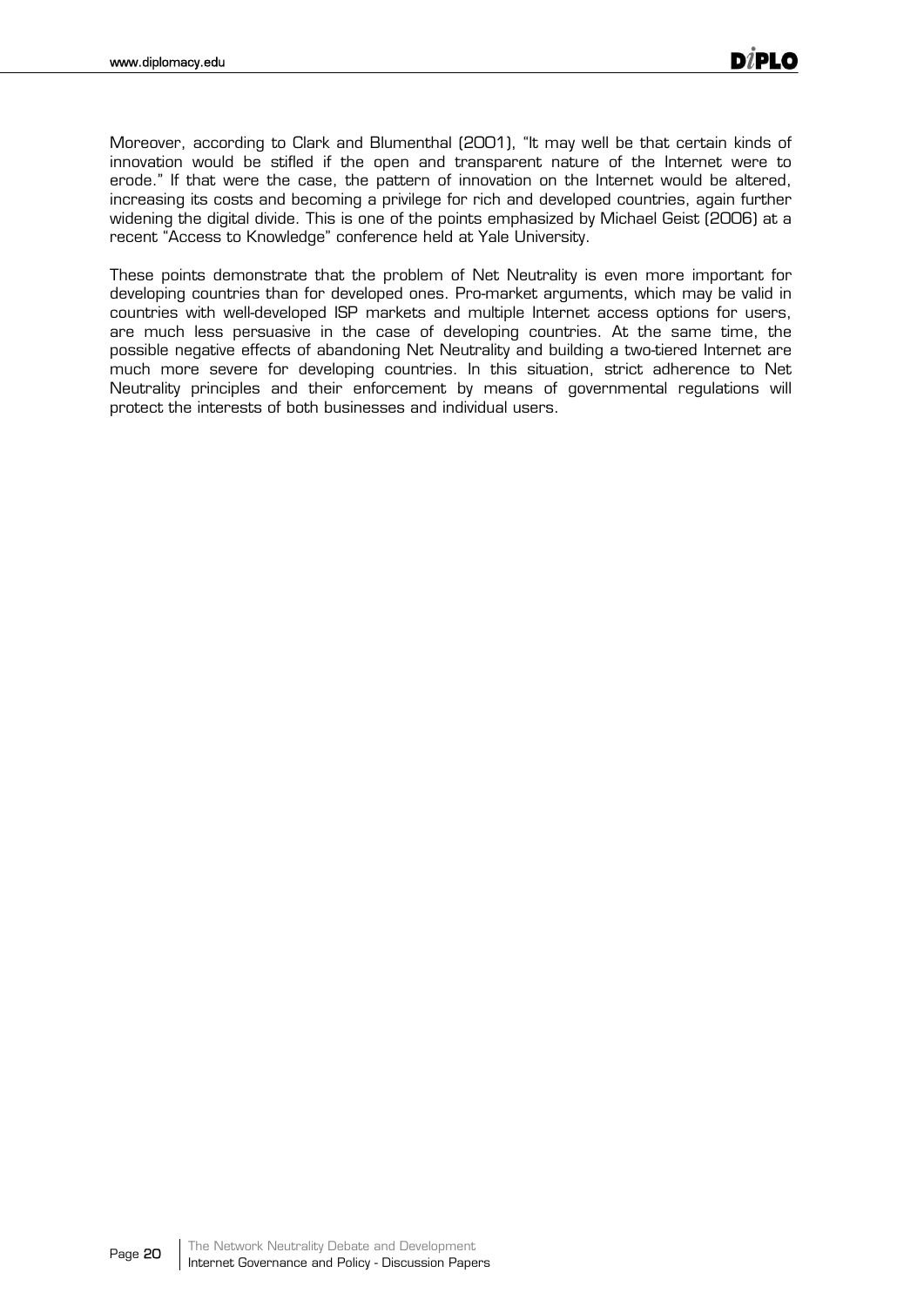Moreover, according to Clark and Blumenthal (2001), "It may well be that certain kinds of innovation would be stifled if the open and transparent nature of the Internet were to erode." If that were the case, the pattern of innovation on the Internet would be altered, increasing its costs and becoming a privilege for rich and developed countries, again further widening the digital divide. This is one of the points emphasized by Michael Geist (2006) at a recent "Access to Knowledge" conference held at Yale University.

These points demonstrate that the problem of Net Neutrality is even more important for developing countries than for developed ones. Pro-market arguments, which may be valid in countries with well-developed ISP markets and multiple Internet access options for users, are much less persuasive in the case of developing countries. At the same time, the possible negative effects of abandoning Net Neutrality and building a two-tiered Internet are much more severe for developing countries. In this situation, strict adherence to Net Neutrality principles and their enforcement by means of governmental regulations will protect the interests of both businesses and individual users.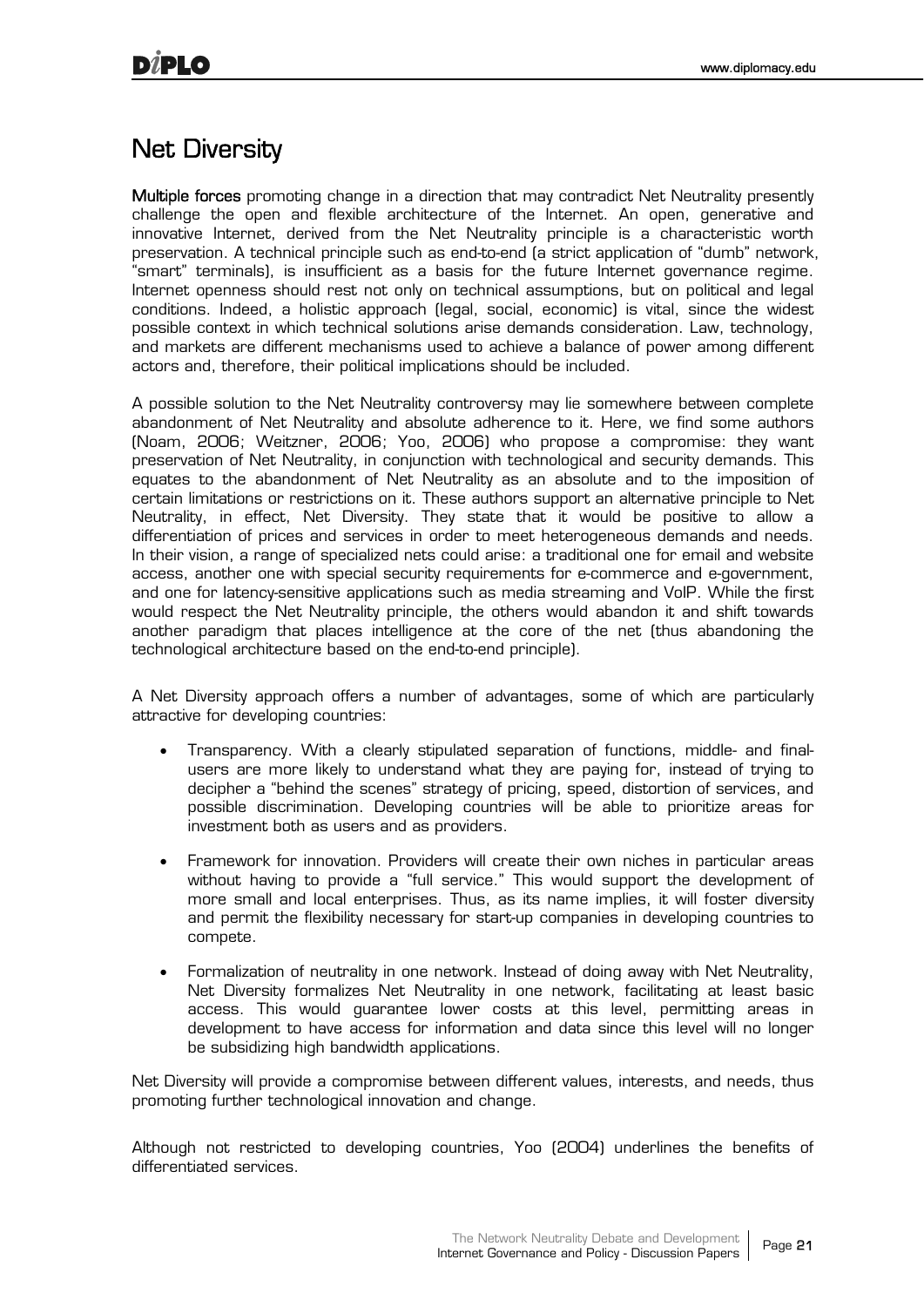## Net Diversity

**Multiple forces** promoting change in a direction that may contradict Net Neutrality presently challenge the open and flexible architecture of the Internet. An open, generative and innovative Internet, derived from the Net Neutrality principle is a characteristic worth preservation. A technical principle such as end-to-end (a strict application of "dumb" network, "smart" terminals), is insufficient as a basis for the future Internet governance regime. Internet openness should rest not only on technical assumptions, but on political and legal conditions. Indeed, a holistic approach (legal, social, economic) is vital, since the widest possible context in which technical solutions arise demands consideration. Law, technology, and markets are different mechanisms used to achieve a balance of power among different actors and, therefore, their political implications should be included.

A possible solution to the Net Neutrality controversy may lie somewhere between complete abandonment of Net Neutrality and absolute adherence to it. Here, we find some authors (Noam, 2006; Weitzner, 2006; Yoo, 2006) who propose a compromise: they want preservation of Net Neutrality, in conjunction with technological and security demands. This equates to the abandonment of Net Neutrality as an absolute and to the imposition of certain limitations or restrictions on it. These authors support an alternative principle to Net Neutrality, in effect, Net Diversity. They state that it would be positive to allow a differentiation of prices and services in order to meet heterogeneous demands and needs. In their vision, a range of specialized nets could arise: a traditional one for email and website access, another one with special security requirements for e-commerce and e-government, and one for latency-sensitive applications such as media streaming and VoIP. While the first would respect the Net Neutrality principle, the others would abandon it and shift towards another paradigm that places intelligence at the core of the net (thus abandoning the technological architecture based on the end-to-end principle).

A Net Diversity approach offers a number of advantages, some of which are particularly attractive for developing countries:

- Transparency. With a clearly stipulated separation of functions, middle- and final-users are more likely to understand what they are paying for, instead of trying to decipher a "behind the scenes" strategy of pricing, speed, distortion of services, and possible discrimination. Developing countries will be able to prioritize areas for investment both as users and as providers.
- Framework for innovation. Providers will create their own niches in particular areas without having to provide a "full service." This would support the development of more small and local enterprises. Thus, as its name implies, it will foster diversity and permit the flexibility necessary for start-up companies in developing countries to compete.
- Formalization of neutrality in one network. Instead of doing away with Net Neutrality, Net Diversity formalizes Net Neutrality in one network, facilitating at least basic access. This would guarantee lower costs at this level, permitting areas in development to have access for information and data since this level will no longer be subsidizing high bandwidth applications.

Net Diversity will provide a compromise between different values, interests, and needs, thus promoting further technological innovation and change.

Although not restricted to developing countries, Yoo (2004) underlines the benefits of differentiated services.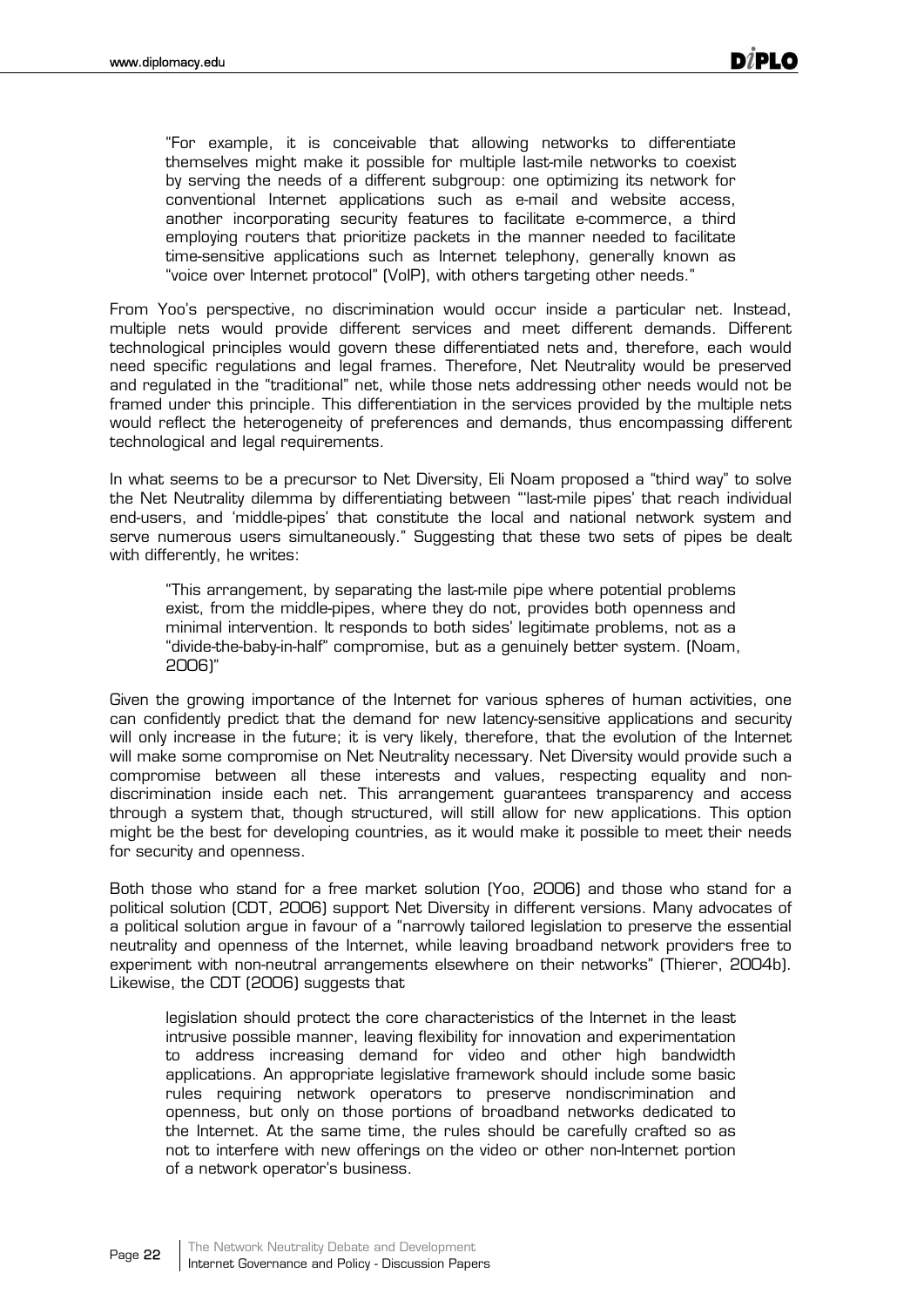> "For example, it is conceivable that allowing networks to differentiate themselves might make it possible for multiple last-mile networks to coexist by serving the needs of a different subgroup: one optimizing its network for conventional Internet applications such as e-mail and website access, another incorporating security features to facilitate e-commerce, a third employing routers that prioritize packets in the manner needed to facilitate time-sensitive applications such as Internet telephony, generally known as "voice over Internet protocol" (VoIP), with others targeting other needs."

From Yoo's perspective, no discrimination would occur inside a particular net. Instead, multiple nets would provide different services and meet different demands. Different technological principles would govern these differentiated nets and, therefore, each would need specific regulations and legal frames. Therefore, Net Neutrality would be preserved and regulated in the "traditional" net, while those nets addressing other needs would not be framed under this principle. This differentiation in the services provided by the multiple nets would reflect the heterogeneity of preferences and demands, thus encompassing different technological and legal requirements.

In what seems to be a precursor to Net Diversity, Eli Noam proposed a "third way" to solve the Net Neutrality dilemma by differentiating between "'last-mile pipes' that reach individual end-users, and 'middle-pipes' that constitute the local and national network system and serve numerous users simultaneously." Suggesting that these two sets of pipes be dealt with differently, he writes:

> "This arrangement, by separating the last-mile pipe where potential problems exist, from the middle-pipes, where they do not, provides both openness and minimal intervention. It responds to both sides' legitimate problems, not as a "divide-the-baby-in-half" compromise, but as a genuinely better system. (Noam, 2006)"

Given the growing importance of the Internet for various spheres of human activities, one can confidently predict that the demand for new latency-sensitive applications and security will only increase in the future; it is very likely, therefore, that the evolution of the Internet will make some compromise on Net Neutrality necessary. Net Diversity would provide such a compromise between all these interests and values, respecting equality and non-discrimination inside each net. This arrangement guarantees transparency and access through a system that, though structured, will still allow for new applications. This option might be the best for developing countries, as it would make it possible to meet their needs for security and openness.

Both those who stand for a free market solution (Yoo, 2006) and those who stand for a political solution (CDT, 2006) support Net Diversity in different versions. Many advocates of a political solution argue in favour of a "narrowly tailored legislation to preserve the essential neutrality and openness of the Internet, while leaving broadband network providers free to experiment with non-neutral arrangements elsewhere on their networks" (Thierer, 2004b). Likewise, the CDT (2006) suggests that

> legislation should protect the core characteristics of the Internet in the least intrusive possible manner, leaving flexibility for innovation and experimentation to address increasing demand for video and other high bandwidth applications. An appropriate legislative framework should include some basic rules requiring network operators to preserve nondiscrimination and openness, but only on those portions of broadband networks dedicated to the Internet. At the same time, the rules should be carefully crafted so as not to interfere with new offerings on the video or other non-Internet portion of a network operator's business.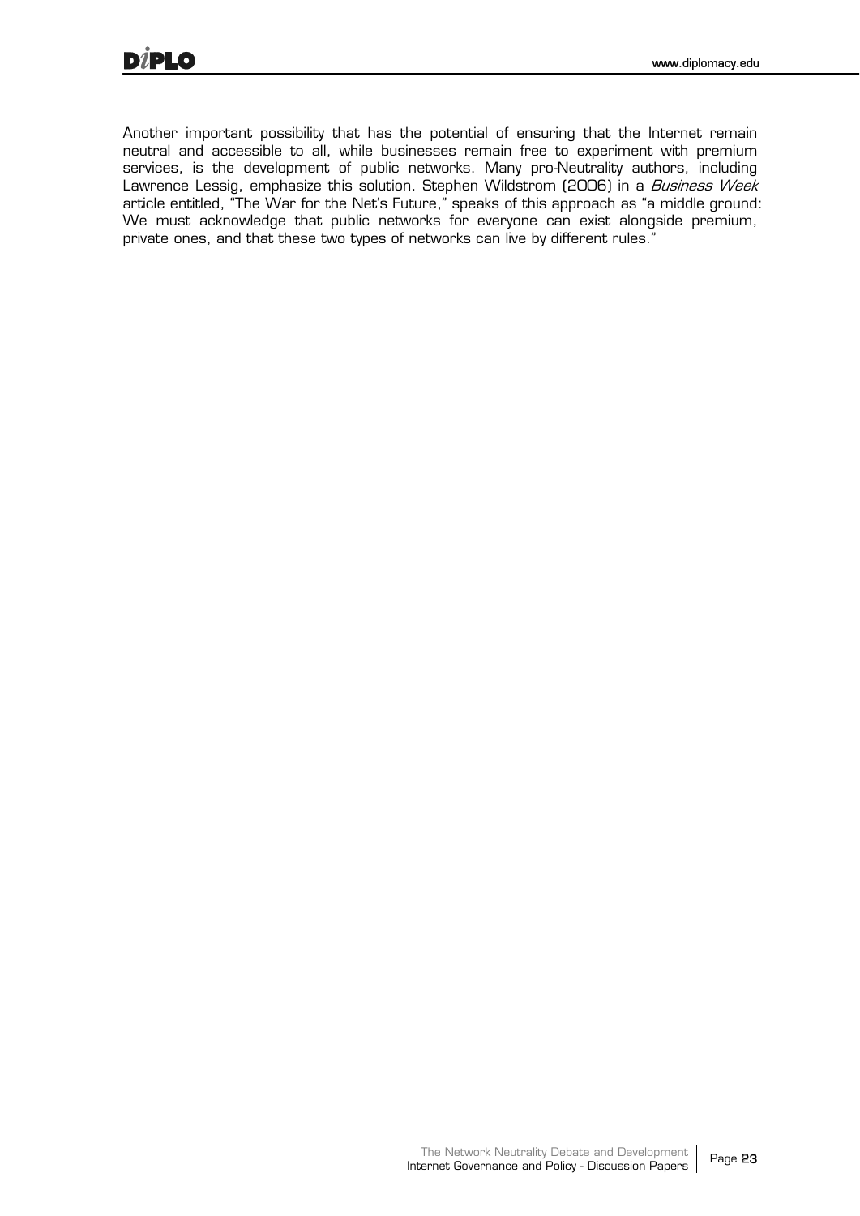Another important possibility that has the potential of ensuring that the Internet remain neutral and accessible to all, while businesses remain free to experiment with premium services, is the development of public networks. Many pro-Neutrality authors, including Lawrence Lessig, emphasize this solution. Stephen Wildstrom (2006) in a *Business Week* article entitled, "The War for the Net's Future," speaks of this approach as "a middle ground: We must acknowledge that public networks for everyone can exist alongside premium, private ones, and that these two types of networks can live by different rules."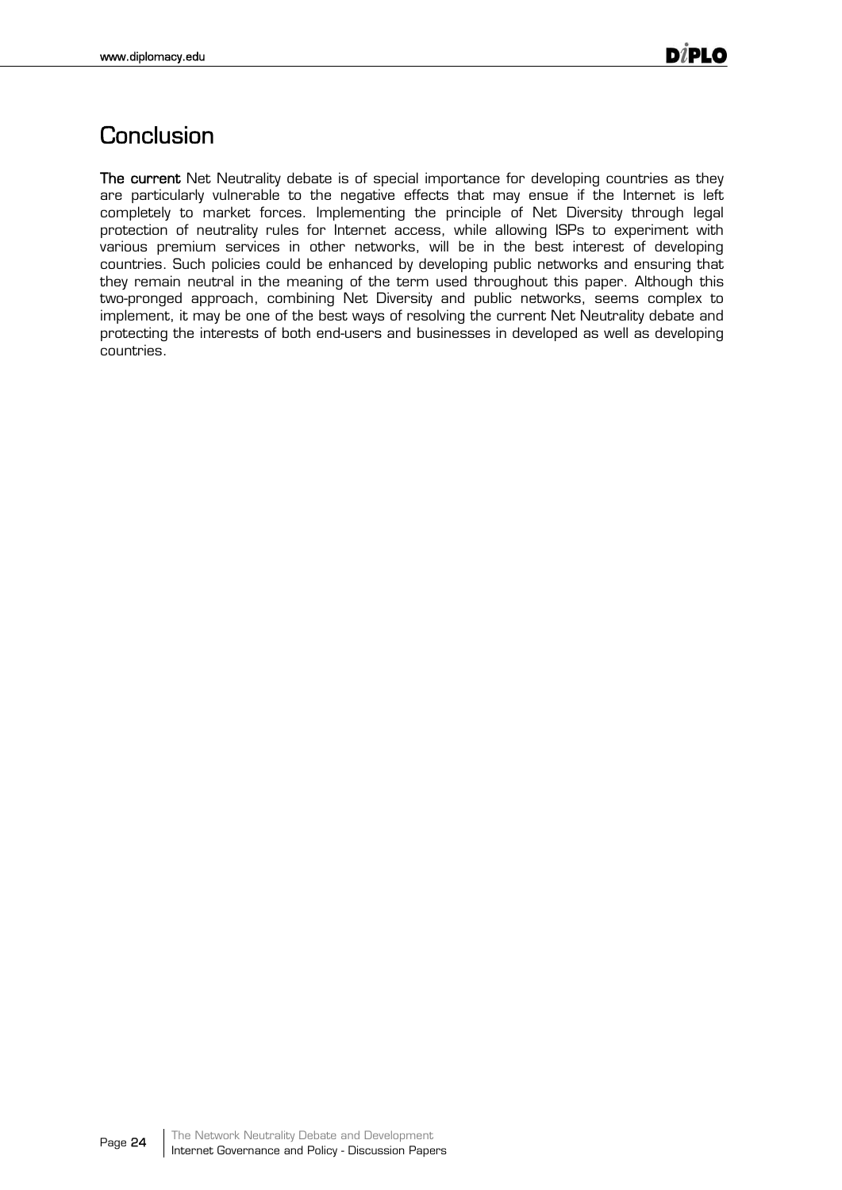# Conclusion

**The current** Net Neutrality debate is of special importance for developing countries as they are particularly vulnerable to the negative effects that may ensue if the Internet is left completely to market forces. Implementing the principle of Net Diversity through legal protection of neutrality rules for Internet access, while allowing ISPs to experiment with various premium services in other networks, will be in the best interest of developing countries. Such policies could be enhanced by developing public networks and ensuring that they remain neutral in the meaning of the term used throughout this paper. Although this two-pronged approach, combining Net Diversity and public networks, seems complex to implement, it may be one of the best ways of resolving the current Net Neutrality debate and protecting the interests of both end-users and businesses in developed as well as developing countries.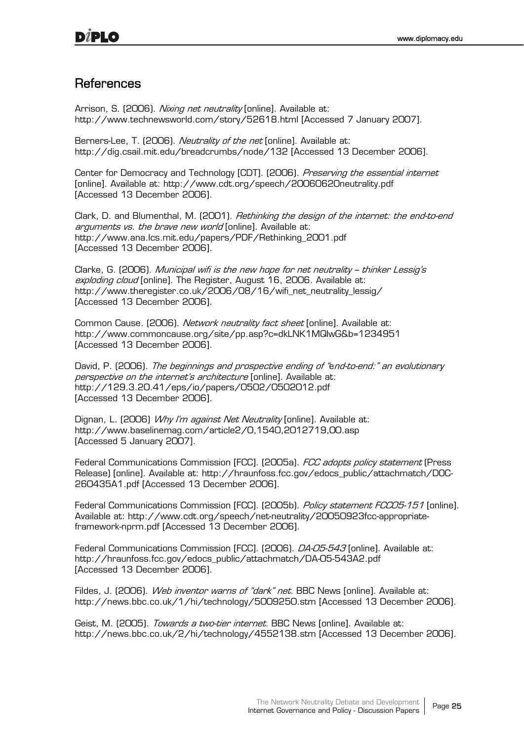## References

Arrison, S. (2006). *Nixing net neutrality* [online]. Available at: http://www.technewsworld.com/story/52618.html [Accessed 7 January 2007].

Berners-Lee, T. (2006). *Neutrality of the net* [online]. Available at: http://dig.csail.mit.edu/breadcrumbs/node/132 [Accessed 13 December 2006].

Center for Democracy and Technology [CDT]. (2006). *Preserving the essential internet* [online]. Available at: http://www.cdt.org/speech/20060620neutrality.pdf [Accessed 13 December 2006].

Clark, D. and Blumenthal, M. (2001). *Rethinking the design of the internet: the end-to-end arguments vs. the brave new world* [online]. Available at: http://www.ana.lcs.mit.edu/papers/PDF/Rethinking_2001.pdf [Accessed 13 December 2006].

Clarke, G. (2006). *Municipal wifi is the new hope for net neutrality – thinker Lessig's exploding cloud* [online]. The Register, August 16, 2006. Available at: http://www.theregister.co.uk/2006/08/16/wifi_net_neutrality_lessig/ [Accessed 13 December 2006].

Common Cause. (2006). *Network neutrality fact sheet* [online]. Available at: http://www.commoncause.org/site/pp.asp?c=dkLNK1MQIwG&b=1234951 [Accessed 13 December 2006].

David, P. (2006). *The beginnings and prospective ending of "end-to-end:" an evolutionary perspective on the internet's architecture* [online]. Available at: http://129.3.20.41/eps/io/papers/0502/0502012.pdf [Accessed 13 December 2006].

Dignan, L. (2006) *Why I'm against Net Neutrality* [online]. Available at: http://www.baselinemag.com/article2/0,1540,2012719,00.asp [Accessed 5 January 2007].

Federal Communications Commission [FCC]. (2005a). *FCC adopts policy statement* (Press Release) [online]. Available at: http://hraunfoss.fcc.gov/edocs_public/attachmatch/DOC-260435A1.pdf [Accessed 13 December 2006].

Federal Communications Commission [FCC]. (2005b). *Policy statement FCC05-151* [online]. Available at: http://www.cdt.org/speech/net-neutrality/20050923fcc-appropriate-framework-nprm.pdf [Accessed 13 December 2006].

Federal Communications Commission [FCC]. (2006). *DA-05-543* [online]. Available at: http://hraunfoss.fcc.gov/edocs_public/attachmatch/DA-05-543A2.pdf [Accessed 13 December 2006].

Fildes, J. (2006). *Web inventor warns of "dark" net.* BBC News [online]. Available at: http://news.bbc.co.uk/1/hi/technology/5009250.stm [Accessed 13 December 2006].

Geist, M. (2005). *Towards a two-tier internet.* BBC News [online]. Available at: http://news.bbc.co.uk/2/hi/technology/4552138.stm [Accessed 13 December 2006].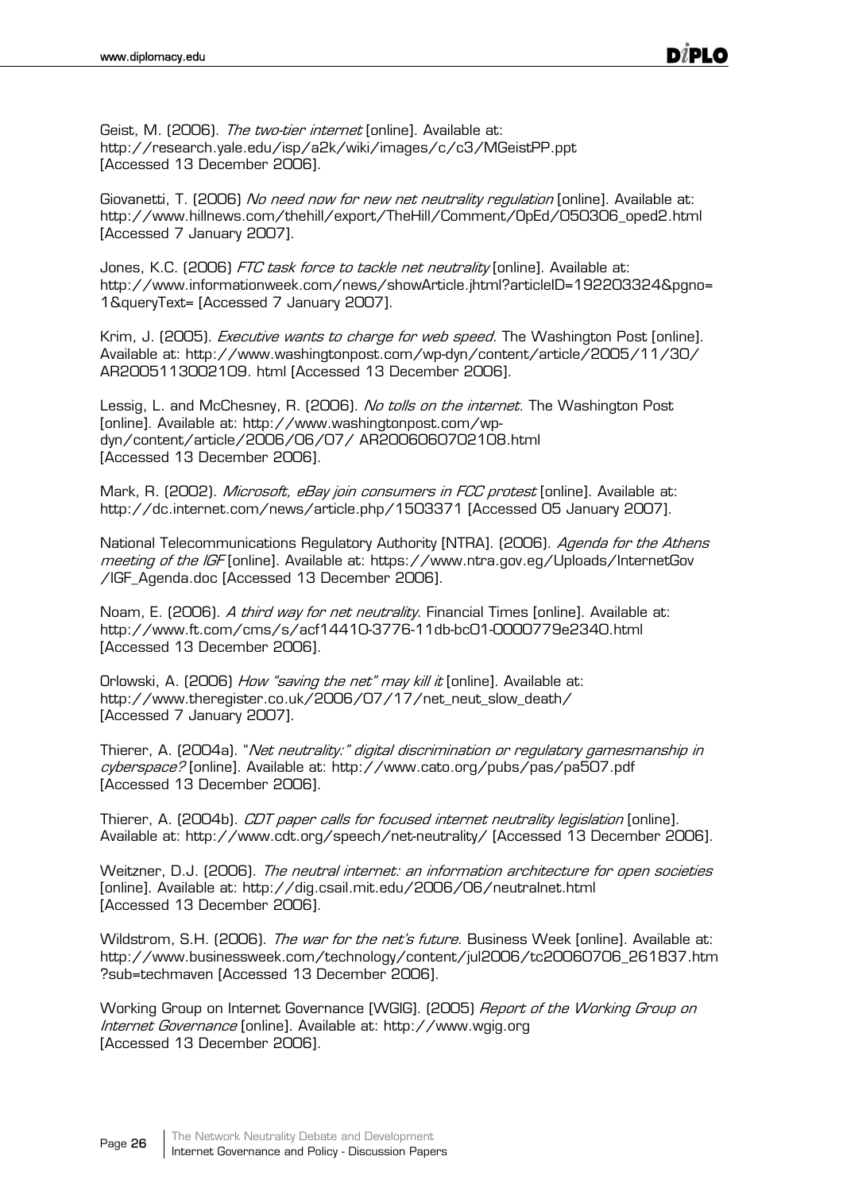Geist, M. (2006). *The two-tier internet* [online]. Available at: http://research.yale.edu/isp/a2k/wiki/images/c/c3/MGeistPP.ppt [Accessed 13 December 2006].

Giovanetti, T. (2006) *No need now for new net neutrality regulation* [online]. Available at: http://www.hillnews.com/thehill/export/TheHill/Comment/OpEd/050306_oped2.html [Accessed 7 January 2007].

Jones, K.C. (2006) *FTC task force to tackle net neutrality* [online]. Available at: http://www.informationweek.com/news/showArticle.jhtml?articleID=192203324&pgno=1&queryText= [Accessed 7 January 2007].

Krim, J. (2005). *Executive wants to charge for web speed.* The Washington Post [online]. Available at: http://www.washingtonpost.com/wp-dyn/content/article/2005/11/30/AR2005113002109. html [Accessed 13 December 2006].

Lessig, L. and McChesney, R. (2006). *No tolls on the internet.* The Washington Post [online]. Available at: http://www.washingtonpost.com/wp-dyn/content/article/2006/06/07/ AR2006060702108.html [Accessed 13 December 2006].

Mark, R. (2002). *Microsoft, eBay join consumers in FCC protest* [online]. Available at: http://dc.internet.com/news/article.php/1503371 [Accessed 05 January 2007].

National Telecommunications Regulatory Authority [NTRA]. (2006). *Agenda for the Athens meeting of the IGF* [online]. Available at: https://www.ntra.gov.eg/Uploads/InternetGov/IGF_Agenda.doc [Accessed 13 December 2006].

Noam, E. (2006). *A third way for net neutrality*. Financial Times [online]. Available at: http://www.ft.com/cms/s/acf14410-3776-11db-bc01-0000779e2340.html [Accessed 13 December 2006].

Orlowski, A. (2006) *How "saving the net" may kill it* [online]. Available at: http://www.theregister.co.uk/2006/07/17/net_neut_slow_death/ [Accessed 7 January 2007].

Thierer, A. (2004a). "*Net neutrality:" digital discrimination or regulatory gamesmanship in cyberspace?* [online]. Available at: http://www.cato.org/pubs/pas/pa507.pdf [Accessed 13 December 2006].

Thierer, A. (2004b). *CDT paper calls for focused internet neutrality legislation* [online]. Available at: http://www.cdt.org/speech/net-neutrality/ [Accessed 13 December 2006].

Weitzner, D.J. (2006). *The neutral internet: an information architecture for open societies* [online]. Available at: http://dig.csail.mit.edu/2006/06/neutralnet.html [Accessed 13 December 2006].

Wildstrom, S.H. (2006). *The war for the net's future*. Business Week [online]. Available at: http://www.businessweek.com/technology/content/jul2006/tc20060706_261837.htm?sub=techmaven [Accessed 13 December 2006].

Working Group on Internet Governance [WGIG]. (2005) *Report of the Working Group on Internet Governance* [online]. Available at: http://www.wgig.org [Accessed 13 December 2006].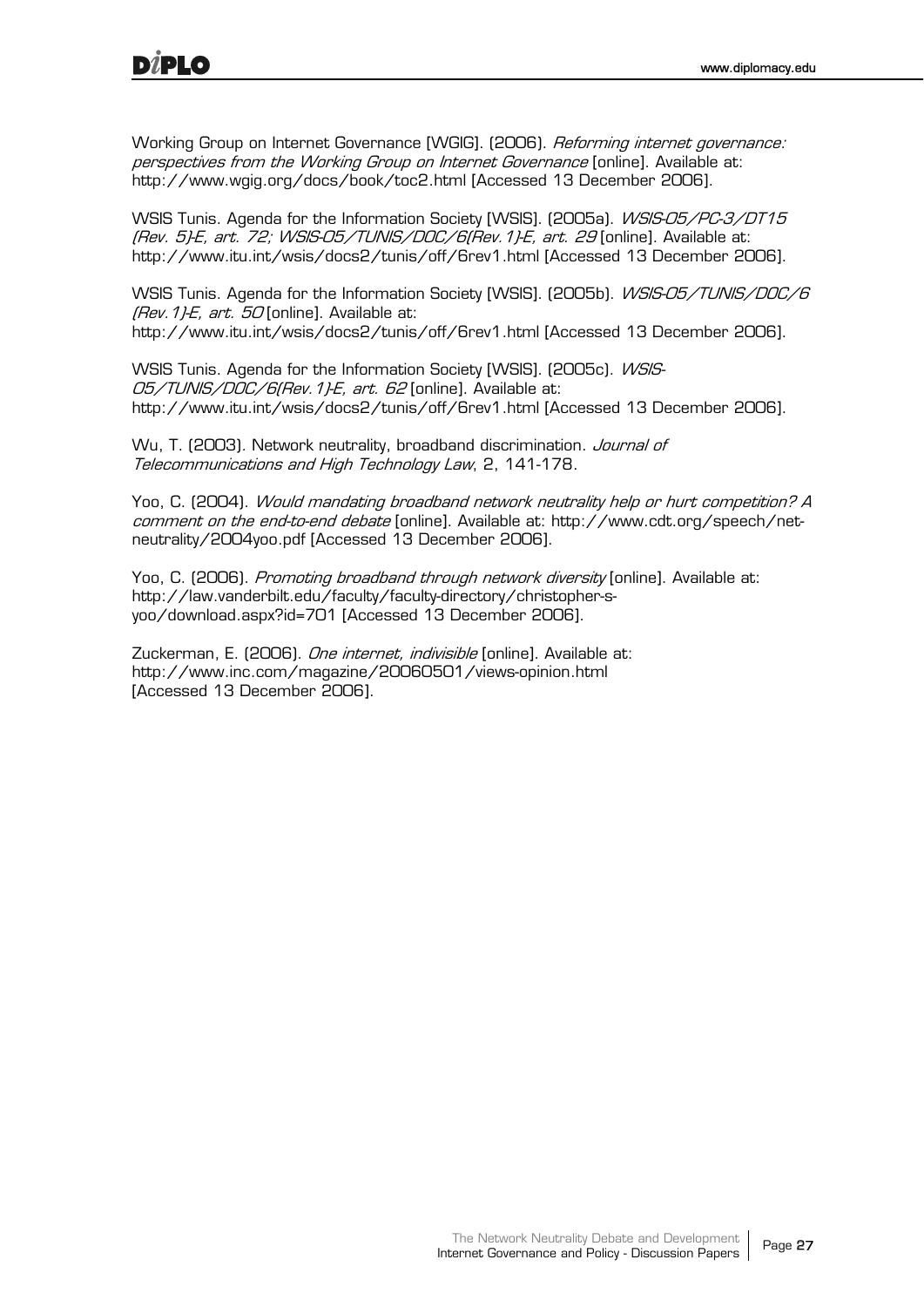Working Group on Internet Governance [WGIG]. (2006). *Reforming internet governance: perspectives from the Working Group on Internet Governance* [online]. Available at: http://www.wgig.org/docs/book/toc2.html [Accessed 13 December 2006].

WSIS Tunis. Agenda for the Information Society [WSIS]. (2005a). *WSIS-05/PC-3/DT15 (Rev. 5)-E, art. 72; WSIS-05/TUNIS/DOC/6(Rev.1)-E, art. 29* [online]. Available at: http://www.itu.int/wsis/docs2/tunis/off/6rev1.html [Accessed 13 December 2006].

WSIS Tunis. Agenda for the Information Society [WSIS]. (2005b). *WSIS-05/TUNIS/DOC/6 (Rev.1)-E, art. 50* [online]. Available at: http://www.itu.int/wsis/docs2/tunis/off/6rev1.html [Accessed 13 December 2006].

WSIS Tunis. Agenda for the Information Society [WSIS]. (2005c). *WSIS-05/TUNIS/DOC/6(Rev.1)-E, art. 62* [online]. Available at: http://www.itu.int/wsis/docs2/tunis/off/6rev1.html [Accessed 13 December 2006].

Wu, T. (2003). Network neutrality, broadband discrimination. *Journal of Telecommunications and High Technology Law*, 2, 141-178.

Yoo, C. (2004). *Would mandating broadband network neutrality help or hurt competition? A comment on the end-to-end debate* [online]. Available at: http://www.cdt.org/speech/net-neutrality/2004yoo.pdf [Accessed 13 December 2006].

Yoo, C. (2006). *Promoting broadband through network diversity* [online]. Available at: http://law.vanderbilt.edu/faculty/faculty-directory/christopher-s-yoo/download.aspx?id=701 [Accessed 13 December 2006].

Zuckerman, E. (2006). *One internet, indivisible* [online]. Available at: http://www.inc.com/magazine/20060501/views-opinion.html [Accessed 13 December 2006].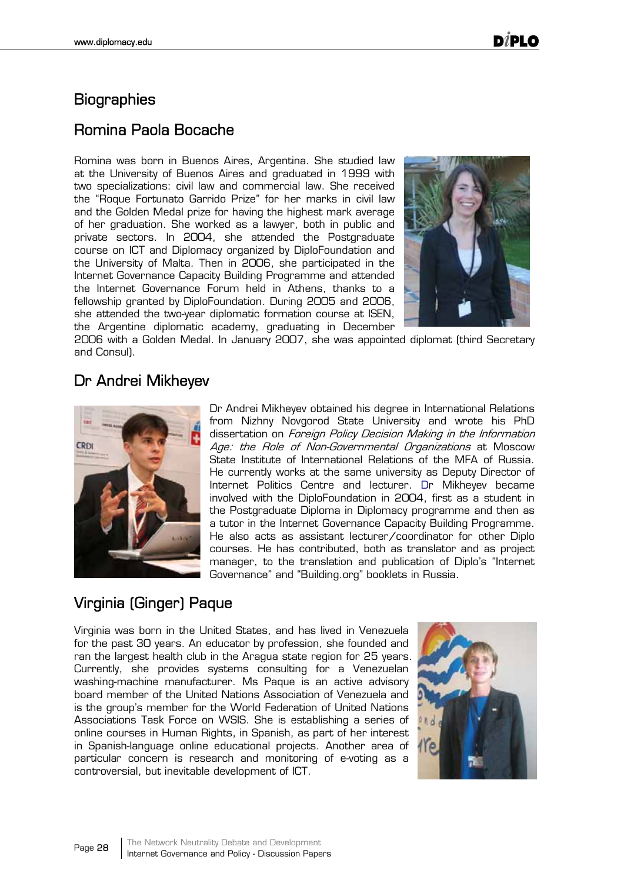## Biographies

## Romina Paola Bocache

Romina was born in Buenos Aires, Argentina. She studied law at the University of Buenos Aires and graduated in 1999 with two specializations: civil law and commercial law. She received the "Roque Fortunato Garrido Prize" for her marks in civil law and the Golden Medal prize for having the highest mark average of her graduation. She worked as a lawyer, both in public and private sectors. In 2004, she attended the Postgraduate course on ICT and Diplomacy organized by DiploFoundation and the University of Malta. Then in 2006, she participated in the Internet Governance Capacity Building Programme and attended the Internet Governance Forum held in Athens, thanks to a fellowship granted by DiploFoundation. During 2005 and 2006, she attended the two-year diplomatic formation course at ISEN, the Argentine diplomatic academy, graduating in December 2006 with a Golden Medal. In January 2007, she was appointed diplomat (third Secretary and Consul).

## Dr Andrei Mikheyev

Dr Andrei Mikheyev obtained his degree in International Relations from Nizhny Novgorod State University and wrote his PhD dissertation on *Foreign Policy Decision Making in the Information Age: the Role of Non-Governmental Organizations* at Moscow State Institute of International Relations of the MFA of Russia. He currently works at the same university as Deputy Director of Internet Politics Centre and lecturer. Dr Mikheyev became involved with the DiploFoundation in 2004, first as a student in the Postgraduate Diploma in Diplomacy programme and then as a tutor in the Internet Governance Capacity Building Programme. He also acts as assistant lecturer/coordinator for other Diplo courses. He has contributed, both as translator and as project manager, to the translation and publication of Diplo's "Internet Governance" and "Building.org" booklets in Russia.

## Virginia (Ginger) Paque

Virginia was born in the United States, and has lived in Venezuela for the past 30 years. An educator by profession, she founded and ran the largest health club in the Aragua state region for 25 years. Currently, she provides systems consulting for a Venezuelan washing-machine manufacturer. Ms Paque is an active advisory board member of the United Nations Association of Venezuela and is the group's member for the World Federation of United Nations Associations Task Force on WSIS. She is establishing a series of online courses in Human Rights, in Spanish, as part of her interest in Spanish-language online educational projects. Another area of particular concern is research and monitoring of e-voting as a controversial, but inevitable development of ICT.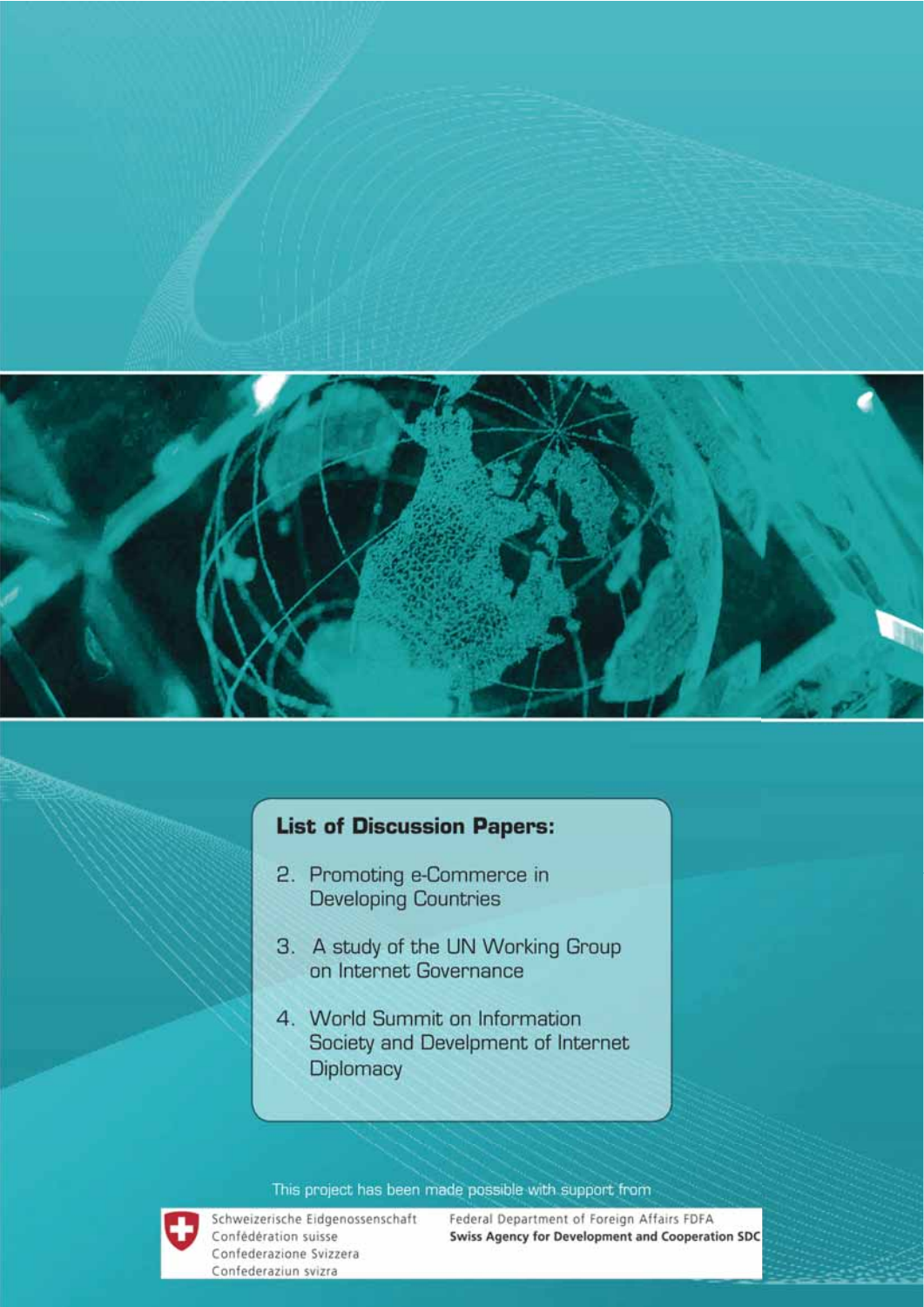## List of Discussion Papers:

2. Promoting e-Commerce in Developing Countries
3. A study of the UN Working Group on Internet Governance
4. World Summit on Information Society and Develpment of Internet Diplomacy

This project has been made possible with support from

Schweizerische Eidgenossenschaft
Confédération suisse
Confederazione Svizzera
Confederaziun svizra

Federal Department of Foreign Affairs FDFA
**Swiss Agency for Development and Cooperation SDC**